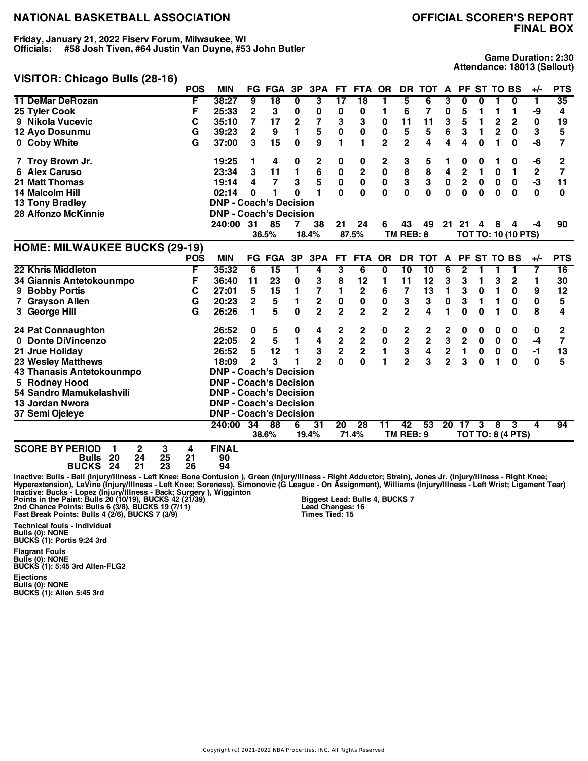# NATIONAL BASKETBALL ASSOCIATION

## OFFICIAL SCORER'S REPORT FINAL BOX

**Friday, January 21, 2022 Fiserv Forum, Milwaukee, WI**
**Officials: #58 Josh Tiven, #64 Justin Van Duyne, #53 John Butler**

**Game Duration: 2:30**
**Attendance: 18013 (Sellout)**

## VISITOR: Chicago Bulls (28-16)

| | POS | MIN | FG | FGA | 3P | 3PA | FT | FTA | OR | DR | TOT | A | PF | ST | TO | BS | +/- | PTS |
|---|---|---|---|---|---|---|---|---|---|---|---|---|---|---|---|---|---|---|
| 11 DeMar DeRozan | F | 38:27 | 9 | 18 | 0 | 3 | 17 | 18 | 1 | 5 | 6 | 3 | 0 | 0 | 1 | 0 | 1 | 35 |
| 25 Tyler Cook | F | 25:33 | 2 | 3 | 0 | 0 | 0 | 0 | 1 | 6 | 7 | 0 | 5 | 1 | 1 | 1 | -9 | 4 |
| 9 Nikola Vucevic | C | 35:10 | 7 | 17 | 2 | 7 | 3 | 3 | 0 | 11 | 11 | 3 | 5 | 1 | 2 | 2 | 0 | 19 |
| 12 Ayo Dosunmu | G | 39:23 | 2 | 9 | 1 | 5 | 0 | 0 | 0 | 5 | 5 | 6 | 3 | 1 | 2 | 0 | 3 | 5 |
| 0 Coby White | G | 37:00 | 3 | 15 | 0 | 9 | 1 | 1 | 2 | 2 | 4 | 4 | 4 | 0 | 1 | 0 | -8 | 7 |
| 7 Troy Brown Jr. | | 19:25 | 1 | 4 | 0 | 2 | 0 | 0 | 2 | 3 | 5 | 1 | 0 | 0 | 1 | 0 | -6 | 2 |
| 6 Alex Caruso | | 23:34 | 3 | 11 | 1 | 6 | 0 | 2 | 0 | 8 | 8 | 4 | 2 | 1 | 0 | 1 | 2 | 7 |
| 21 Matt Thomas | | 19:14 | 4 | 7 | 3 | 5 | 0 | 0 | 0 | 3 | 3 | 0 | 2 | 0 | 0 | 0 | -3 | 11 |
| 14 Malcolm Hill | | 02:14 | 0 | 1 | 0 | 1 | 0 | 0 | 0 | 0 | 0 | 0 | 0 | 0 | 0 | 0 | 0 | 0 |
| 13 Tony Bradley | | DNP - Coach's Decision | | | | | | | | | | | | | | | | |
| 28 Alfonzo McKinnie | | DNP - Coach's Decision | | | | | | | | | | | | | | | | |
| | | 240:00 | 31 | 85 | 7 | 38 | 21 | 24 | 6 | 43 | 49 | 21 | 21 | 4 | 8 | 4 | -4 | 90 |
| | | | 36.5% | | 18.4% | | 87.5% | | | TM REB: 8 | | | TOT TO: 10 (10 PTS) | | | | | |

## HOME: MILWAUKEE BUCKS (29-19)

| | POS | MIN | FG | FGA | 3P | 3PA | FT | FTA | OR | DR | TOT | A | PF | ST | TO | BS | +/- | PTS |
|---|---|---|---|---|---|---|---|---|---|---|---|---|---|---|---|---|---|---|
| 22 Khris Middleton | F | 35:32 | 6 | 15 | 1 | 4 | 3 | 6 | 0 | 10 | 10 | 6 | 2 | 1 | 1 | 1 | 7 | 16 |
| 34 Giannis Antetokounmpo | F | 36:40 | 11 | 23 | 0 | 3 | 8 | 12 | 1 | 11 | 12 | 3 | 3 | 1 | 3 | 2 | 1 | 30 |
| 9 Bobby Portis | C | 27:01 | 5 | 15 | 1 | 7 | 1 | 2 | 6 | 7 | 13 | 1 | 3 | 0 | 1 | 0 | 9 | 12 |
| 7 Grayson Allen | G | 20:23 | 2 | 5 | 1 | 2 | 0 | 0 | 0 | 3 | 3 | 0 | 3 | 1 | 1 | 0 | 0 | 5 |
| 3 George Hill | G | 26:26 | 1 | 5 | 0 | 2 | 2 | 2 | 2 | 2 | 4 | 1 | 0 | 0 | 1 | 0 | 8 | 4 |
| 24 Pat Connaughton | | 26:52 | 0 | 5 | 0 | 4 | 2 | 2 | 0 | 2 | 2 | 2 | 0 | 0 | 0 | 0 | 0 | 2 |
| 0 Donte DiVincenzo | | 22:05 | 2 | 5 | 1 | 4 | 2 | 2 | 0 | 2 | 2 | 3 | 2 | 0 | 0 | 0 | -4 | 7 |
| 21 Jrue Holiday | | 26:52 | 5 | 12 | 1 | 3 | 2 | 2 | 1 | 3 | 4 | 2 | 1 | 0 | 0 | 0 | -1 | 13 |
| 23 Wesley Matthews | | 18:09 | 2 | 3 | 1 | 2 | 0 | 0 | 1 | 2 | 3 | 2 | 3 | 0 | 1 | 0 | 0 | 5 |
| 43 Thanasis Antetokounmpo | | DNP - Coach's Decision | | | | | | | | | | | | | | | | |
| 5 Rodney Hood | | DNP - Coach's Decision | | | | | | | | | | | | | | | | |
| 54 Sandro Mamukelashvili | | DNP - Coach's Decision | | | | | | | | | | | | | | | | |
| 13 Jordan Nwora | | DNP - Coach's Decision | | | | | | | | | | | | | | | | |
| 37 Semi Ojeleye | | DNP - Coach's Decision | | | | | | | | | | | | | | | | |
| | | 240:00 | 34 | 88 | 6 | 31 | 20 | 28 | 11 | 42 | 53 | 20 | 17 | 3 | 8 | 3 | 4 | 94 |
| | | | 38.6% | | 19.4% | | 71.4% | | | TM REB: 9 | | | TOT TO: 8 (4 PTS) | | | | | |

| SCORE BY PERIOD | 1 | 2 | 3 | 4 | FINAL |
|---|---|---|---|---|---|
| Bulls | 20 | 24 | 25 | 21 | 90 |
| BUCKS | 24 | 21 | 23 | 26 | 94 |

Inactive: Bulls - Ball (Injury/Illness - Left Knee; Bone Contusion ), Green (Injury/Illness - Right Adductor; Strain), Jones Jr. (Injury/Illness - Right Knee; Hyperextension), LaVine (Injury/Illness - Left Knee; Soreness), Simonovic (G League - On Assignment), Williams (Injury/Illness - Left Wrist; Ligament Tear)
Inactive: Bucks - Lopez (Injury/Illness - Back; Surgery ), Wigginton

Points in the Paint: Bulls 20 (10/19), BUCKS 42 (21/39)
2nd Chance Points: Bulls 6 (3/8), BUCKS 19 (7/11)
Fast Break Points: Bulls 4 (2/6), BUCKS 7 (3/9)

Biggest Lead: Bulls 4, BUCKS 7
Lead Changes: 16
Times Tied: 15

**Technical fouls - Individual**
Bulls (0): NONE
BUCKS (1): Portis 9:24 3rd

**Flagrant Fouls**
Bulls (0): NONE
BUCKS (1): 5:45 3rd Allen-FLG2

**Ejections**
Bulls (0): NONE
BUCKS (1): Allen 5:45 3rd

Copyright (c) 2021-2022 NBA Properties, INC. All Rights Reserved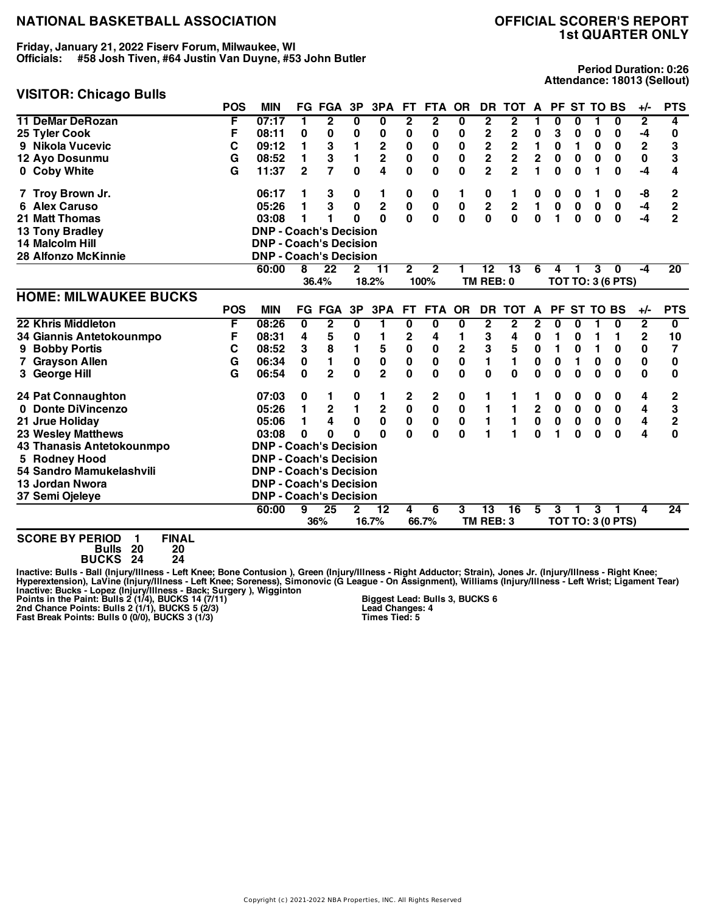# NATIONAL BASKETBALL ASSOCIATION

## OFFICIAL SCORER'S REPORT
## 1st QUARTER ONLY

**Friday, January 21, 2022 Fiserv Forum, Milwaukee, WI**
**Officials: #58 Josh Tiven, #64 Justin Van Duyne, #53 John Butler**

**Period Duration: 0:26**
**Attendance: 18013 (Sellout)**

### VISITOR: Chicago Bulls

| | POS | MIN | FG | FGA | 3P | 3PA | FT | FTA | OR | DR | TOT | A | PF | ST | TO | BS | +/- | PTS |
|---|---|---|---|---|---|---|---|---|---|---|---|---|---|---|---|---|---|---|
| 11 DeMar DeRozan | F | 07:17 | 1 | 2 | 0 | 0 | 2 | 2 | 0 | 2 | 2 | 1 | 0 | 0 | 1 | 0 | 2 | 4 |
| 25 Tyler Cook | F | 08:11 | 0 | 0 | 0 | 0 | 0 | 0 | 0 | 2 | 2 | 0 | 3 | 0 | 0 | 0 | -4 | 0 |
| 9 Nikola Vucevic | C | 09:12 | 1 | 3 | 1 | 2 | 0 | 0 | 0 | 2 | 2 | 1 | 0 | 1 | 0 | 0 | 2 | 3 |
| 12 Ayo Dosunmu | G | 08:52 | 1 | 3 | 1 | 2 | 0 | 0 | 0 | 2 | 2 | 2 | 0 | 0 | 0 | 0 | 0 | 3 |
| 0 Coby White | G | 11:37 | 2 | 7 | 0 | 4 | 0 | 0 | 0 | 2 | 2 | 1 | 0 | 0 | 1 | 0 | -4 | 4 |
| 7 Troy Brown Jr. | | 06:17 | 1 | 3 | 0 | 1 | 0 | 0 | 1 | 0 | 1 | 0 | 0 | 0 | 1 | 0 | -8 | 2 |
| 6 Alex Caruso | | 05:26 | 1 | 3 | 0 | 2 | 0 | 0 | 0 | 2 | 2 | 1 | 0 | 0 | 0 | 0 | -4 | 2 |
| 21 Matt Thomas | | 03:08 | 1 | 1 | 0 | 0 | 0 | 0 | 0 | 0 | 0 | 0 | 1 | 0 | 0 | 0 | -4 | 2 |
| 13 Tony Bradley | | DNP - Coach's Decision | | | | | | | | | | | | | | | | |
| 14 Malcolm Hill | | DNP - Coach's Decision | | | | | | | | | | | | | | | | |
| 28 Alfonzo McKinnie | | DNP - Coach's Decision | | | | | | | | | | | | | | | | |
| | | 60:00 | 8 | 22 | 2 | 11 | 2 | 2 | 1 | 12 | 13 | 6 | 4 | 1 | 3 | 0 | -4 | 20 |
| | | | 36.4% | | 18.2% | | 100% | | | TM REB: 0 | | | TOT TO: 3 (6 PTS) | | | | | |

### HOME: MILWAUKEE BUCKS

| | POS | MIN | FG | FGA | 3P | 3PA | FT | FTA | OR | DR | TOT | A | PF | ST | TO | BS | +/- | PTS |
|---|---|---|---|---|---|---|---|---|---|---|---|---|---|---|---|---|---|---|
| 22 Khris Middleton | F | 08:26 | 0 | 2 | 0 | 1 | 0 | 0 | 0 | 2 | 2 | 2 | 0 | 0 | 1 | 0 | 2 | 0 |
| 34 Giannis Antetokounmpo | F | 08:31 | 4 | 5 | 0 | 1 | 2 | 4 | 1 | 3 | 4 | 0 | 1 | 0 | 1 | 1 | 2 | 10 |
| 9 Bobby Portis | C | 08:52 | 3 | 8 | 1 | 5 | 0 | 0 | 2 | 3 | 5 | 0 | 1 | 0 | 1 | 0 | 0 | 7 |
| 7 Grayson Allen | G | 06:34 | 0 | 1 | 0 | 0 | 0 | 0 | 0 | 1 | 1 | 0 | 0 | 1 | 0 | 0 | 0 | 0 |
| 3 George Hill | G | 06:54 | 0 | 2 | 0 | 2 | 0 | 0 | 0 | 0 | 0 | 0 | 0 | 0 | 0 | 0 | 0 | 0 |
| 24 Pat Connaughton | | 07:03 | 0 | 1 | 0 | 1 | 2 | 2 | 0 | 1 | 1 | 1 | 0 | 0 | 0 | 0 | 4 | 2 |
| 0 Donte DiVincenzo | | 05:26 | 1 | 2 | 1 | 2 | 0 | 0 | 0 | 1 | 1 | 2 | 0 | 0 | 0 | 0 | 4 | 3 |
| 21 Jrue Holiday | | 05:06 | 1 | 4 | 0 | 0 | 0 | 0 | 0 | 1 | 1 | 0 | 0 | 0 | 0 | 0 | 4 | 2 |
| 23 Wesley Matthews | | 03:08 | 0 | 0 | 0 | 0 | 0 | 0 | 0 | 1 | 1 | 0 | 1 | 0 | 0 | 0 | 4 | 0 |
| 43 Thanasis Antetokounmpo | | DNP - Coach's Decision | | | | | | | | | | | | | | | | |
| 5 Rodney Hood | | DNP - Coach's Decision | | | | | | | | | | | | | | | | |
| 54 Sandro Mamukelashvili | | DNP - Coach's Decision | | | | | | | | | | | | | | | | |
| 13 Jordan Nwora | | DNP - Coach's Decision | | | | | | | | | | | | | | | | |
| 37 Semi Ojeleye | | DNP - Coach's Decision | | | | | | | | | | | | | | | | |
| | | 60:00 | 9 | 25 | 2 | 12 | 4 | 6 | 3 | 13 | 16 | 5 | 3 | 1 | 3 | 1 | 4 | 24 |
| | | | 36% | | 16.7% | | 66.7% | | | TM REB: 3 | | | TOT TO: 3 (0 PTS) | | | | | |

**SCORE BY PERIOD**

| | 1 | FINAL |
|---|---|---|
| Bulls | 20 | 20 |
| BUCKS | 24 | 24 |

**Inactive: Bulls - Ball (Injury/Illness - Left Knee; Bone Contusion ), Green (Injury/Illness - Right Adductor; Strain), Jones Jr. (Injury/Illness - Right Knee; Hyperextension), LaVine (Injury/Illness - Left Knee; Soreness), Simonovic (G League - On Assignment), Williams (Injury/Illness - Left Wrist; Ligament Tear)**
**Inactive: Bucks - Lopez (Injury/Illness - Back; Surgery ), Wigginton**

**Points in the Paint: Bulls 2 (1/4), BUCKS 14 (7/11)**
**2nd Chance Points: Bulls 2 (1/1), BUCKS 5 (2/3)**
**Fast Break Points: Bulls 0 (0/0), BUCKS 3 (1/3)**

**Biggest Lead: Bulls 3, BUCKS 6**
**Lead Changes: 4**
**Times Tied: 5**

Copyright (c) 2021-2022 NBA Properties, INC. All Rights Reserved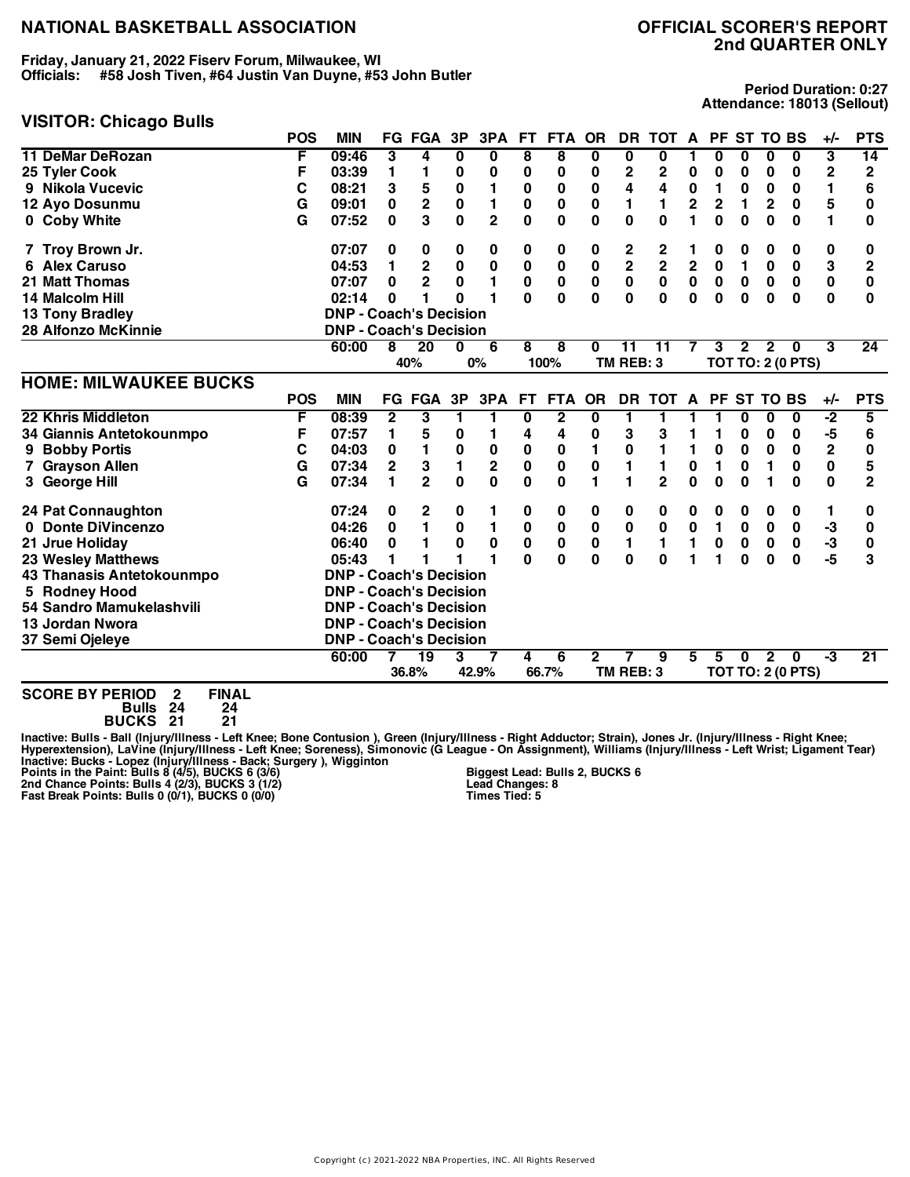# NATIONAL BASKETBALL ASSOCIATION

## OFFICIAL SCORER'S REPORT
## 2nd QUARTER ONLY

**Friday, January 21, 2022 Fiserv Forum, Milwaukee, WI**
**Officials: #58 Josh Tiven, #64 Justin Van Duyne, #53 John Butler**

**Period Duration: 0:27**
**Attendance: 18013 (Sellout)**

### VISITOR: Chicago Bulls

| | POS | MIN | FG | FGA | 3P | 3PA | FT | FTA | OR | DR | TOT | A | PF | ST | TO | BS | +/- | PTS |
|---|---|---|---|---|---|---|---|---|---|---|---|---|---|---|---|---|---|---|
| 11 DeMar DeRozan | F | 09:46 | 3 | 4 | 0 | 0 | 8 | 8 | 0 | 0 | 0 | 1 | 0 | 0 | 0 | 0 | 3 | 14 |
| 25 Tyler Cook | F | 03:39 | 1 | 1 | 0 | 0 | 0 | 0 | 0 | 2 | 2 | 0 | 0 | 0 | 0 | 0 | 2 | 2 |
| 9 Nikola Vucevic | C | 08:21 | 3 | 5 | 0 | 1 | 0 | 0 | 0 | 4 | 4 | 0 | 1 | 0 | 0 | 0 | 1 | 6 |
| 12 Ayo Dosunmu | G | 09:01 | 0 | 2 | 0 | 1 | 0 | 0 | 0 | 1 | 1 | 2 | 2 | 1 | 2 | 0 | 5 | 0 |
| 0 Coby White | G | 07:52 | 0 | 3 | 0 | 2 | 0 | 0 | 0 | 0 | 0 | 1 | 0 | 0 | 0 | 0 | 1 | 0 |
| 7 Troy Brown Jr. | | 07:07 | 0 | 0 | 0 | 0 | 0 | 0 | 0 | 2 | 2 | 1 | 0 | 0 | 0 | 0 | 0 | 0 |
| 6 Alex Caruso | | 04:53 | 1 | 2 | 0 | 0 | 0 | 0 | 0 | 2 | 2 | 2 | 0 | 1 | 0 | 0 | 3 | 2 |
| 21 Matt Thomas | | 07:07 | 0 | 2 | 0 | 1 | 0 | 0 | 0 | 0 | 0 | 0 | 0 | 0 | 0 | 0 | 0 | 0 |
| 14 Malcolm Hill | | 02:14 | 0 | 1 | 0 | 1 | 0 | 0 | 0 | 0 | 0 | 0 | 0 | 0 | 0 | 0 | 0 | 0 |
| 13 Tony Bradley | | DNP - Coach's Decision | | | | | | | | | | | | | | | | |
| 28 Alfonzo McKinnie | | DNP - Coach's Decision | | | | | | | | | | | | | | | | |
| | | 60:00 | 8 | 20 | 0 | 6 | 8 | 8 | 0 | 11 | 11 | 7 | 3 | 2 | 2 | 0 | 3 | 24 |
| | | | 40% | | 0% | | 100% | | | TM REB: 3 | | | TOT TO: 2 (0 PTS) | | | | | |

### HOME: MILWAUKEE BUCKS

| | POS | MIN | FG | FGA | 3P | 3PA | FT | FTA | OR | DR | TOT | A | PF | ST | TO | BS | +/- | PTS |
|---|---|---|---|---|---|---|---|---|---|---|---|---|---|---|---|---|---|---|
| 22 Khris Middleton | F | 08:39 | 2 | 3 | 1 | 1 | 0 | 2 | 0 | 1 | 1 | 1 | 1 | 0 | 0 | 0 | -2 | 5 |
| 34 Giannis Antetokounmpo | F | 07:57 | 1 | 5 | 0 | 1 | 4 | 4 | 0 | 3 | 3 | 1 | 1 | 0 | 0 | 0 | -5 | 6 |
| 9 Bobby Portis | C | 04:03 | 0 | 1 | 0 | 0 | 0 | 0 | 1 | 0 | 1 | 1 | 0 | 0 | 0 | 0 | 2 | 0 |
| 7 Grayson Allen | G | 07:34 | 2 | 3 | 1 | 2 | 0 | 0 | 0 | 1 | 1 | 0 | 1 | 0 | 1 | 0 | 0 | 5 |
| 3 George Hill | G | 07:34 | 1 | 2 | 0 | 0 | 0 | 0 | 1 | 1 | 2 | 0 | 0 | 0 | 1 | 0 | 0 | 2 |
| 24 Pat Connaughton | | 07:24 | 0 | 2 | 0 | 1 | 0 | 0 | 0 | 0 | 0 | 0 | 0 | 0 | 0 | 0 | 1 | 0 |
| 0 Donte DiVincenzo | | 04:26 | 0 | 1 | 0 | 1 | 0 | 0 | 0 | 0 | 0 | 0 | 1 | 0 | 0 | 0 | -3 | 0 |
| 21 Jrue Holiday | | 06:40 | 0 | 1 | 0 | 0 | 0 | 0 | 0 | 1 | 1 | 1 | 0 | 0 | 0 | 0 | -3 | 0 |
| 23 Wesley Matthews | | 05:43 | 1 | 1 | 1 | 1 | 0 | 0 | 0 | 0 | 0 | 1 | 1 | 0 | 0 | 0 | -5 | 3 |
| 43 Thanasis Antetokounmpo | | DNP - Coach's Decision | | | | | | | | | | | | | | | | |
| 5 Rodney Hood | | DNP - Coach's Decision | | | | | | | | | | | | | | | | |
| 54 Sandro Mamukelashvili | | DNP - Coach's Decision | | | | | | | | | | | | | | | | |
| 13 Jordan Nwora | | DNP - Coach's Decision | | | | | | | | | | | | | | | | |
| 37 Semi Ojeleye | | DNP - Coach's Decision | | | | | | | | | | | | | | | | |
| | | 60:00 | 7 | 19 | 3 | 7 | 4 | 6 | 2 | 7 | 9 | 5 | 5 | 0 | 2 | 0 | -3 | 21 |
| | | | 36.8% | | 42.9% | | 66.7% | | | TM REB: 3 | | | TOT TO: 2 (0 PTS) | | | | | |

**SCORE BY PERIOD**

| | 2 | FINAL |
|---|---|---|
| Bulls | 24 | 24 |
| BUCKS | 21 | 21 |

**Inactive: Bulls - Ball (Injury/Illness - Left Knee; Bone Contusion ), Green (Injury/Illness - Right Adductor; Strain), Jones Jr. (Injury/Illness - Right Knee; Hyperextension), LaVine (Injury/Illness - Left Knee; Soreness), Simonovic (G League - On Assignment), Williams (Injury/Illness - Left Wrist; Ligament Tear)**
**Inactive: Bucks - Lopez (Injury/Illness - Back; Surgery ), Wigginton**

**Points in the Paint: Bulls 8 (4/5), BUCKS 6 (3/6)**
**2nd Chance Points: Bulls 4 (2/3), BUCKS 3 (1/2)**
**Fast Break Points: Bulls 0 (0/1), BUCKS 0 (0/0)**

**Biggest Lead: Bulls 2, BUCKS 6**
**Lead Changes: 8**
**Times Tied: 5**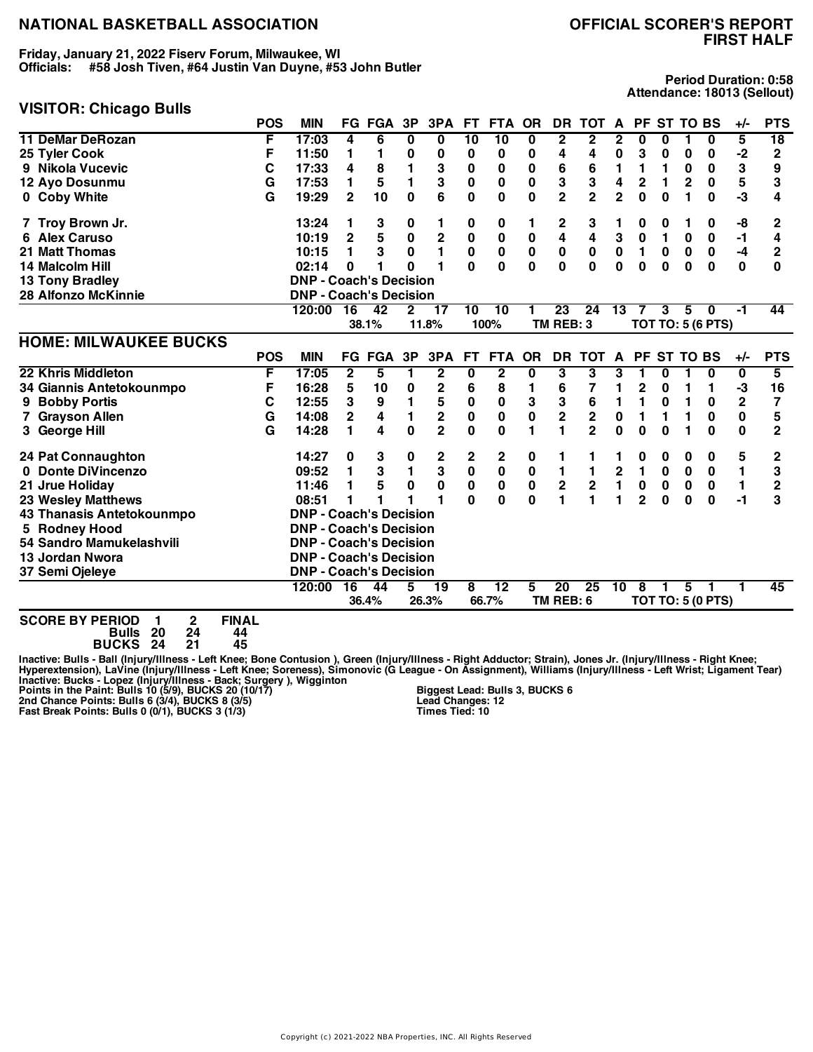# NATIONAL BASKETBALL ASSOCIATION

## OFFICIAL SCORER'S REPORT FIRST HALF

**Friday, January 21, 2022 Fiserv Forum, Milwaukee, WI**
**Officials: #58 Josh Tiven, #64 Justin Van Duyne, #53 John Butler**

**Period Duration: 0:58**
**Attendance: 18013 (Sellout)**

### VISITOR: Chicago Bulls

| | POS | MIN | FG | FGA | 3P | 3PA | FT | FTA | OR | DR | TOT | A | PF | ST | TO | BS | +/- | PTS |
|---|---|---|---|---|---|---|---|---|---|---|---|---|---|---|---|---|---|---|
| 11 DeMar DeRozan | F | 17:03 | 4 | 6 | 0 | 0 | 10 | 10 | 0 | 2 | 2 | 2 | 0 | 0 | 1 | 0 | 5 | 18 |
| 25 Tyler Cook | F | 11:50 | 1 | 1 | 0 | 0 | 0 | 0 | 0 | 4 | 4 | 0 | 3 | 0 | 0 | 0 | -2 | 2 |
| 9 Nikola Vucevic | C | 17:33 | 4 | 8 | 1 | 3 | 0 | 0 | 0 | 6 | 6 | 1 | 1 | 1 | 0 | 0 | 3 | 9 |
| 12 Ayo Dosunmu | G | 17:53 | 1 | 5 | 1 | 3 | 0 | 0 | 0 | 3 | 3 | 4 | 2 | 1 | 2 | 0 | 5 | 3 |
| 0 Coby White | G | 19:29 | 2 | 10 | 0 | 6 | 0 | 0 | 0 | 2 | 2 | 2 | 0 | 0 | 1 | 0 | -3 | 4 |
| 7 Troy Brown Jr. | | 13:24 | 1 | 3 | 0 | 1 | 0 | 0 | 1 | 2 | 3 | 1 | 0 | 0 | 1 | 0 | -8 | 2 |
| 6 Alex Caruso | | 10:19 | 2 | 5 | 0 | 2 | 0 | 0 | 0 | 4 | 4 | 3 | 0 | 1 | 0 | 0 | -1 | 4 |
| 21 Matt Thomas | | 10:15 | 1 | 3 | 0 | 1 | 0 | 0 | 0 | 0 | 0 | 0 | 1 | 0 | 0 | 0 | -4 | 2 |
| 14 Malcolm Hill | | 02:14 | 0 | 1 | 0 | 1 | 0 | 0 | 0 | 0 | 0 | 0 | 0 | 0 | 0 | 0 | 0 | 0 |
| 13 Tony Bradley | | DNP - Coach's Decision | | | | | | | | | | | | | | | | |
| 28 Alfonzo McKinnie | | DNP - Coach's Decision | | | | | | | | | | | | | | | | |
| | | 120:00 | 16 | 42 | 2 | 17 | 10 | 10 | 1 | 23 | 24 | 13 | 7 | 3 | 5 | 0 | -1 | 44 |
| | | | 38.1% | | 11.8% | | 100% | | | TM REB: 3 | | | TOT TO: 5 (6 PTS) | | | | | |

### HOME: MILWAUKEE BUCKS

| | POS | MIN | FG | FGA | 3P | 3PA | FT | FTA | OR | DR | TOT | A | PF | ST | TO | BS | +/- | PTS |
|---|---|---|---|---|---|---|---|---|---|---|---|---|---|---|---|---|---|---|
| 22 Khris Middleton | F | 17:05 | 2 | 5 | 1 | 2 | 0 | 2 | 0 | 3 | 3 | 3 | 1 | 0 | 1 | 0 | 0 | 5 |
| 34 Giannis Antetokounmpo | F | 16:28 | 5 | 10 | 0 | 2 | 6 | 8 | 1 | 6 | 7 | 1 | 2 | 0 | 1 | 1 | -3 | 16 |
| 9 Bobby Portis | C | 12:55 | 3 | 9 | 1 | 5 | 0 | 0 | 3 | 3 | 6 | 1 | 1 | 0 | 1 | 0 | 2 | 7 |
| 7 Grayson Allen | G | 14:08 | 2 | 4 | 1 | 2 | 0 | 0 | 0 | 2 | 2 | 0 | 1 | 1 | 1 | 0 | 0 | 5 |
| 3 George Hill | G | 14:28 | 1 | 4 | 0 | 2 | 0 | 0 | 1 | 1 | 2 | 0 | 0 | 0 | 1 | 0 | 0 | 2 |
| 24 Pat Connaughton | | 14:27 | 0 | 3 | 0 | 2 | 2 | 2 | 0 | 1 | 1 | 1 | 0 | 0 | 0 | 0 | 5 | 2 |
| 0 Donte DiVincenzo | | 09:52 | 1 | 3 | 1 | 3 | 0 | 0 | 0 | 1 | 1 | 2 | 1 | 0 | 0 | 0 | 1 | 3 |
| 21 Jrue Holiday | | 11:46 | 1 | 5 | 0 | 0 | 0 | 0 | 0 | 2 | 2 | 1 | 0 | 0 | 0 | 0 | 1 | 2 |
| 23 Wesley Matthews | | 08:51 | 1 | 1 | 1 | 1 | 0 | 0 | 0 | 1 | 1 | 1 | 2 | 0 | 0 | 0 | -1 | 3 |
| 43 Thanasis Antetokounmpo | | DNP - Coach's Decision | | | | | | | | | | | | | | | | |
| 5 Rodney Hood | | DNP - Coach's Decision | | | | | | | | | | | | | | | | |
| 54 Sandro Mamukelashvili | | DNP - Coach's Decision | | | | | | | | | | | | | | | | |
| 13 Jordan Nwora | | DNP - Coach's Decision | | | | | | | | | | | | | | | | |
| 37 Semi Ojeleye | | DNP - Coach's Decision | | | | | | | | | | | | | | | | |
| | | 120:00 | 16 | 44 | 5 | 19 | 8 | 12 | 5 | 20 | 25 | 10 | 8 | 1 | 5 | 1 | 1 | 45 |
| | | | 36.4% | | 26.3% | | 66.7% | | | TM REB: 6 | | | TOT TO: 5 (0 PTS) | | | | | |

| SCORE BY PERIOD | 1 | 2 | FINAL |
|---|---|---|---|
| Bulls | 20 | 24 | 44 |
| BUCKS | 24 | 21 | 45 |

Inactive: Bulls - Ball (Injury/Illness - Left Knee; Bone Contusion ), Green (Injury/Illness - Right Adductor; Strain), Jones Jr. (Injury/Illness - Right Knee; Hyperextension), LaVine (Injury/Illness - Left Knee; Soreness), Simonovic (G League - On Assignment), Williams (Injury/Illness - Left Wrist; Ligament Tear)
Inactive: Bucks - Lopez (Injury/Illness - Back; Surgery ), Wigginton

Points in the Paint: Bulls 10 (5/9), BUCKS 20 (10/17)
2nd Chance Points: Bulls 6 (3/4), BUCKS 8 (3/5)
Fast Break Points: Bulls 0 (0/1), BUCKS 3 (1/3)

Biggest Lead: Bulls 3, BUCKS 6
Lead Changes: 12
Times Tied: 10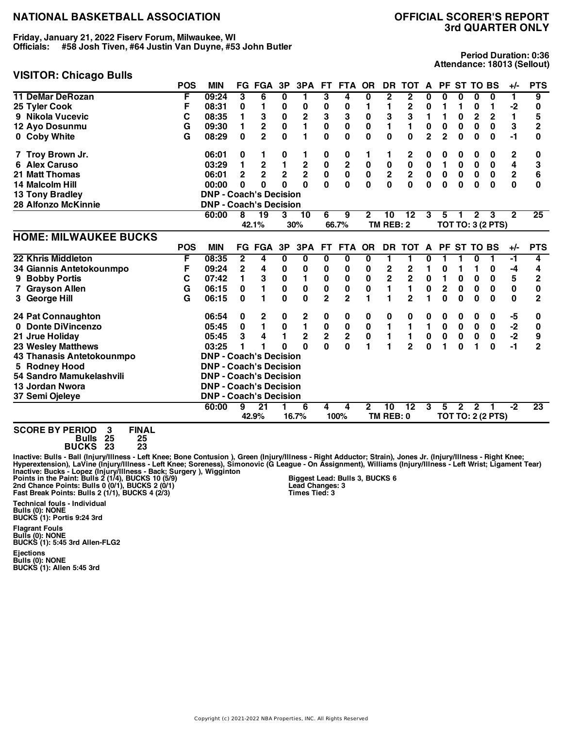# NATIONAL BASKETBALL ASSOCIATION

## OFFICIAL SCORER'S REPORT 3rd QUARTER ONLY

**Friday, January 21, 2022 Fiserv Forum, Milwaukee, WI**
**Officials: #58 Josh Tiven, #64 Justin Van Duyne, #53 John Butler**

**Period Duration: 0:36**
**Attendance: 18013 (Sellout)**

## VISITOR: Chicago Bulls

| | POS | MIN | FG | FGA | 3P | 3PA | FT | FTA | OR | DR | TOT | A | PF | ST | TO | BS | +/- | PTS |
|---|---|---|---|---|---|---|---|---|---|---|---|---|---|---|---|---|---|---|
| 11 DeMar DeRozan | F | 09:24 | 3 | 6 | 0 | 1 | 3 | 4 | 0 | 2 | 2 | 0 | 0 | 0 | 0 | 0 | 1 | 9 |
| 25 Tyler Cook | F | 08:31 | 0 | 1 | 0 | 0 | 0 | 0 | 1 | 1 | 2 | 0 | 1 | 1 | 0 | 1 | -2 | 0 |
| 9 Nikola Vucevic | C | 08:35 | 1 | 3 | 0 | 2 | 3 | 3 | 0 | 3 | 3 | 1 | 1 | 0 | 2 | 2 | 1 | 5 |
| 12 Ayo Dosunmu | G | 09:30 | 1 | 2 | 0 | 1 | 0 | 0 | 0 | 1 | 1 | 0 | 0 | 0 | 0 | 0 | 3 | 2 |
| 0 Coby White | G | 08:29 | 0 | 2 | 0 | 1 | 0 | 0 | 0 | 0 | 0 | 2 | 2 | 0 | 0 | 0 | -1 | 0 |
| 7 Troy Brown Jr. | | 06:01 | 0 | 1 | 0 | 1 | 0 | 0 | 1 | 1 | 2 | 0 | 0 | 0 | 0 | 0 | 2 | 0 |
| 6 Alex Caruso | | 03:29 | 1 | 2 | 1 | 2 | 0 | 2 | 0 | 0 | 0 | 0 | 1 | 0 | 0 | 0 | 4 | 3 |
| 21 Matt Thomas | | 06:01 | 2 | 2 | 2 | 2 | 0 | 0 | 0 | 2 | 2 | 0 | 0 | 0 | 0 | 0 | 2 | 6 |
| 14 Malcolm Hill | | 00:00 | 0 | 0 | 0 | 0 | 0 | 0 | 0 | 0 | 0 | 0 | 0 | 0 | 0 | 0 | 0 | 0 |
| 13 Tony Bradley | | DNP - Coach's Decision | | | | | | | | | | | | | | | | |
| 28 Alfonzo McKinnie | | DNP - Coach's Decision | | | | | | | | | | | | | | | | |
| | | 60:00 | 8 | 19 | 3 | 10 | 6 | 9 | 2 | 10 | 12 | 3 | 5 | 1 | 2 | 3 | 2 | 25 |
| | | | 42.1% | | 30% | | 66.7% | | | TM REB: 2 | | | TOT TO: 3 (2 PTS) | | | | | |

## HOME: MILWAUKEE BUCKS

| | POS | MIN | FG | FGA | 3P | 3PA | FT | FTA | OR | DR | TOT | A | PF | ST | TO | BS | +/- | PTS |
|---|---|---|---|---|---|---|---|---|---|---|---|---|---|---|---|---|---|---|
| 22 Khris Middleton | F | 08:35 | 2 | 4 | 0 | 0 | 0 | 0 | 0 | 1 | 1 | 0 | 1 | 1 | 0 | 1 | -1 | 4 |
| 34 Giannis Antetokounmpo | F | 09:24 | 2 | 4 | 0 | 0 | 0 | 0 | 0 | 2 | 2 | 1 | 0 | 1 | 1 | 0 | -4 | 4 |
| 9 Bobby Portis | C | 07:42 | 1 | 3 | 0 | 1 | 0 | 0 | 0 | 2 | 2 | 0 | 1 | 0 | 0 | 0 | 5 | 2 |
| 7 Grayson Allen | G | 06:15 | 0 | 1 | 0 | 0 | 0 | 0 | 0 | 1 | 1 | 0 | 2 | 0 | 0 | 0 | 0 | 0 |
| 3 George Hill | G | 06:15 | 0 | 1 | 0 | 0 | 2 | 2 | 1 | 1 | 2 | 1 | 0 | 0 | 0 | 0 | 0 | 2 |
| 24 Pat Connaughton | | 06:54 | 0 | 2 | 0 | 2 | 0 | 0 | 0 | 0 | 0 | 0 | 0 | 0 | 0 | 0 | -5 | 0 |
| 0 Donte DiVincenzo | | 05:45 | 0 | 1 | 0 | 1 | 0 | 0 | 0 | 1 | 1 | 1 | 0 | 0 | 0 | 0 | -2 | 0 |
| 21 Jrue Holiday | | 05:45 | 3 | 4 | 1 | 2 | 2 | 2 | 0 | 1 | 1 | 0 | 0 | 0 | 0 | 0 | -2 | 9 |
| 23 Wesley Matthews | | 03:25 | 1 | 1 | 0 | 0 | 0 | 0 | 1 | 1 | 2 | 0 | 1 | 0 | 1 | 0 | -1 | 2 |
| 43 Thanasis Antetokounmpo | | DNP - Coach's Decision | | | | | | | | | | | | | | | | |
| 5 Rodney Hood | | DNP - Coach's Decision | | | | | | | | | | | | | | | | |
| 54 Sandro Mamukelashvili | | DNP - Coach's Decision | | | | | | | | | | | | | | | | |
| 13 Jordan Nwora | | DNP - Coach's Decision | | | | | | | | | | | | | | | | |
| 37 Semi Ojeleye | | DNP - Coach's Decision | | | | | | | | | | | | | | | | |
| | | 60:00 | 9 | 21 | 1 | 6 | 4 | 4 | 2 | 10 | 12 | 3 | 5 | 2 | 2 | 1 | -2 | 23 |
| | | | 42.9% | | 16.7% | | 100% | | | TM REB: 0 | | | TOT TO: 2 (2 PTS) | | | | | |

| SCORE BY PERIOD | 3 | FINAL |
|---|---|---|
| Bulls | 25 | 25 |
| BUCKS | 23 | 23 |

Inactive: Bulls - Ball (Injury/Illness - Left Knee; Bone Contusion ), Green (Injury/Illness - Right Adductor; Strain), Jones Jr. (Injury/Illness - Right Knee; Hyperextension), LaVine (Injury/Illness - Left Knee; Soreness), Simonovic (G League - On Assignment), Williams (Injury/Illness - Left Wrist; Ligament Tear)
Inactive: Bucks - Lopez (Injury/Illness - Back; Surgery ), Wigginton

Points in the Paint: Bulls 2 (1/4), BUCKS 10 (5/9)
2nd Chance Points: Bulls 0 (0/1), BUCKS 2 (0/1)
Fast Break Points: Bulls 2 (1/1), BUCKS 4 (2/3)

Biggest Lead: Bulls 3, BUCKS 6
Lead Changes: 3
Times Tied: 3

**Technical fouls - Individual**
Bulls (0): NONE
BUCKS (1): Portis 9:24 3rd

**Flagrant Fouls**
Bulls (0): NONE
BUCKS (1): 5:45 3rd Allen-FLG2

**Ejections**
Bulls (0): NONE
BUCKS (1): Allen 5:45 3rd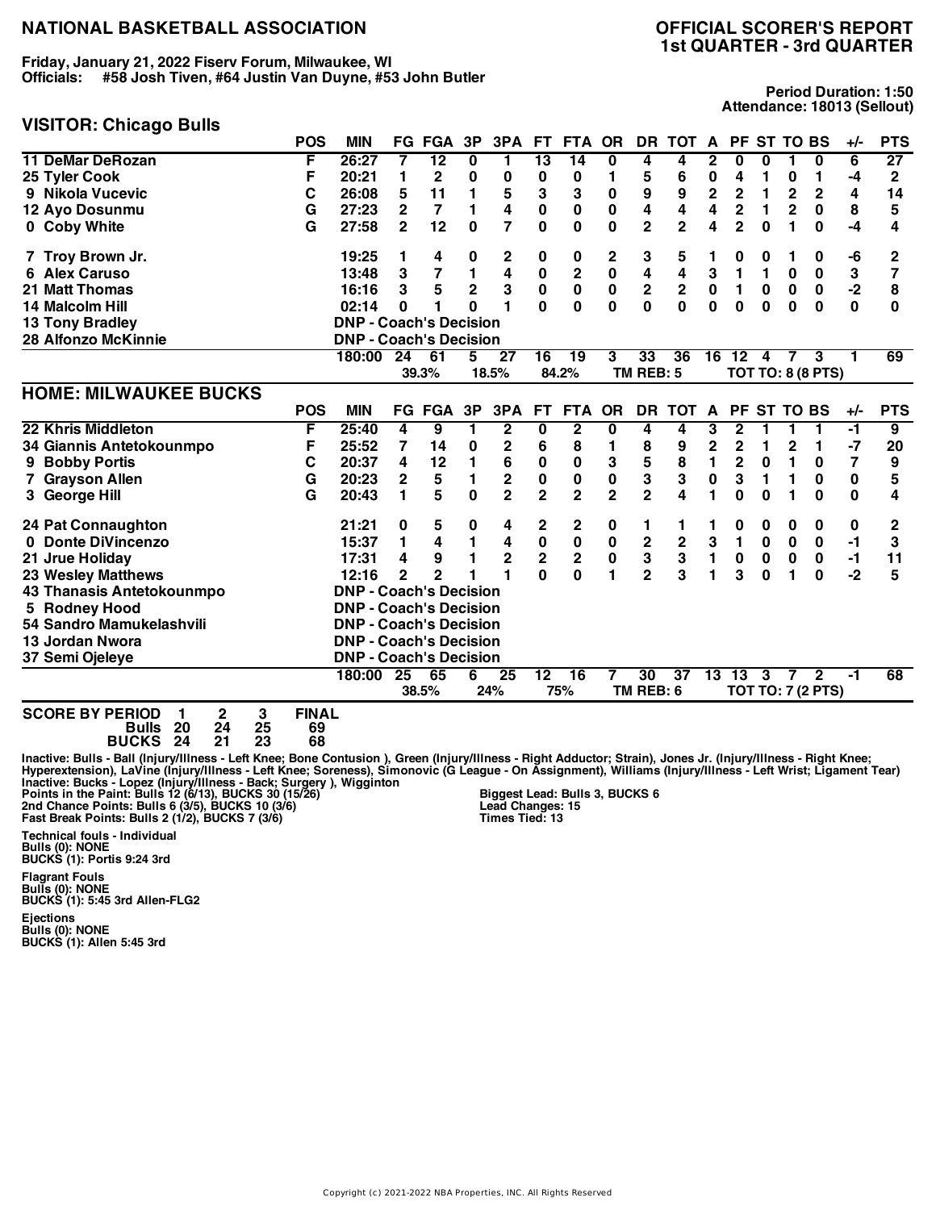# NATIONAL BASKETBALL ASSOCIATION

## OFFICIAL SCORER'S REPORT
## 1st QUARTER - 3rd QUARTER

**Friday, January 21, 2022 Fiserv Forum, Milwaukee, WI**
**Officials: #58 Josh Tiven, #64 Justin Van Duyne, #53 John Butler**

**Period Duration: 1:50**
**Attendance: 18013 (Sellout)**

## VISITOR: Chicago Bulls

| | POS | MIN | FG | FGA | 3P | 3PA | FT | FTA | OR | DR | TOT | A | PF | ST | TO | BS | +/- | PTS |
|---|---|---|---|---|---|---|---|---|---|---|---|---|---|---|---|---|---|---|
| 11 DeMar DeRozan | F | 26:27 | 7 | 12 | 0 | 1 | 13 | 14 | 0 | 4 | 4 | 2 | 0 | 0 | 1 | 0 | 6 | 27 |
| 25 Tyler Cook | F | 20:21 | 1 | 2 | 0 | 0 | 0 | 0 | 1 | 5 | 6 | 0 | 4 | 1 | 0 | 1 | -4 | 2 |
| 9 Nikola Vucevic | C | 26:08 | 5 | 11 | 1 | 5 | 3 | 3 | 0 | 9 | 9 | 2 | 2 | 1 | 2 | 2 | 4 | 14 |
| 12 Ayo Dosunmu | G | 27:23 | 2 | 7 | 1 | 4 | 0 | 0 | 0 | 4 | 4 | 4 | 2 | 1 | 2 | 0 | 8 | 5 |
| 0 Coby White | G | 27:58 | 2 | 12 | 0 | 7 | 0 | 0 | 0 | 2 | 2 | 4 | 2 | 0 | 1 | 0 | -4 | 4 |
| 7 Troy Brown Jr. | | 19:25 | 1 | 4 | 0 | 2 | 0 | 0 | 2 | 3 | 5 | 1 | 0 | 0 | 1 | 0 | -6 | 2 |
| 6 Alex Caruso | | 13:48 | 3 | 7 | 1 | 4 | 0 | 2 | 0 | 4 | 4 | 3 | 1 | 1 | 0 | 0 | 3 | 7 |
| 21 Matt Thomas | | 16:16 | 3 | 5 | 2 | 3 | 0 | 0 | 0 | 2 | 2 | 0 | 1 | 0 | 0 | 0 | -2 | 8 |
| 14 Malcolm Hill | | 02:14 | 0 | 1 | 0 | 1 | 0 | 0 | 0 | 0 | 0 | 0 | 0 | 0 | 0 | 0 | 0 | 0 |
| 13 Tony Bradley | | DNP - Coach's Decision | | | | | | | | | | | | | | | | |
| 28 Alfonzo McKinnie | | DNP - Coach's Decision | | | | | | | | | | | | | | | | |
| | | 180:00 | 24 | 61 | 5 | 27 | 16 | 19 | 3 | 33 | 36 | 16 | 12 | 4 | 7 | 3 | 1 | 69 |
| | | | | 39.3% | | 18.5% | | 84.2% | | TM REB: 5 | | | TOT TO: 8 (8 PTS) | | | | | |

## HOME: MILWAUKEE BUCKS

| | POS | MIN | FG | FGA | 3P | 3PA | FT | FTA | OR | DR | TOT | A | PF | ST | TO | BS | +/- | PTS |
|---|---|---|---|---|---|---|---|---|---|---|---|---|---|---|---|---|---|---|
| 22 Khris Middleton | F | 25:40 | 4 | 9 | 1 | 2 | 0 | 2 | 0 | 4 | 4 | 3 | 2 | 1 | 1 | 1 | -1 | 9 |
| 34 Giannis Antetokounmpo | F | 25:52 | 7 | 14 | 0 | 2 | 6 | 8 | 1 | 8 | 9 | 2 | 2 | 1 | 2 | 1 | -7 | 20 |
| 9 Bobby Portis | C | 20:37 | 4 | 12 | 1 | 6 | 0 | 0 | 3 | 5 | 8 | 1 | 2 | 0 | 1 | 0 | 7 | 9 |
| 7 Grayson Allen | G | 20:23 | 2 | 5 | 1 | 2 | 0 | 0 | 0 | 3 | 3 | 0 | 3 | 1 | 1 | 0 | 0 | 5 |
| 3 George Hill | G | 20:43 | 1 | 5 | 0 | 2 | 2 | 2 | 2 | 2 | 4 | 1 | 0 | 0 | 1 | 0 | 0 | 4 |
| 24 Pat Connaughton | | 21:21 | 0 | 5 | 0 | 4 | 2 | 2 | 0 | 1 | 1 | 1 | 0 | 0 | 0 | 0 | 0 | 2 |
| 0 Donte DiVincenzo | | 15:37 | 1 | 4 | 1 | 4 | 0 | 0 | 0 | 2 | 2 | 3 | 1 | 0 | 0 | 0 | -1 | 3 |
| 21 Jrue Holiday | | 17:31 | 4 | 9 | 1 | 2 | 2 | 2 | 0 | 3 | 3 | 1 | 0 | 0 | 0 | 0 | -1 | 11 |
| 23 Wesley Matthews | | 12:16 | 2 | 2 | 1 | 1 | 0 | 0 | 1 | 2 | 3 | 1 | 3 | 0 | 1 | 0 | -2 | 5 |
| 43 Thanasis Antetokounmpo | | DNP - Coach's Decision | | | | | | | | | | | | | | | | |
| 5 Rodney Hood | | DNP - Coach's Decision | | | | | | | | | | | | | | | | |
| 54 Sandro Mamukelashvili | | DNP - Coach's Decision | | | | | | | | | | | | | | | | |
| 13 Jordan Nwora | | DNP - Coach's Decision | | | | | | | | | | | | | | | | |
| 37 Semi Ojeleye | | DNP - Coach's Decision | | | | | | | | | | | | | | | | |
| | | 180:00 | 25 | 65 | 6 | 25 | 12 | 16 | 7 | 30 | 37 | 13 | 13 | 3 | 7 | 2 | -1 | 68 |
| | | | | 38.5% | | 24% | | 75% | | TM REB: 6 | | | TOT TO: 7 (2 PTS) | | | | | |

| SCORE BY PERIOD | 1 | 2 | 3 | FINAL |
|---|---|---|---|---|
| Bulls | 20 | 24 | 25 | 69 |
| BUCKS | 24 | 21 | 23 | 68 |

Inactive: Bulls - Ball (Injury/Illness - Left Knee; Bone Contusion ), Green (Injury/Illness - Right Adductor; Strain), Jones Jr. (Injury/Illness - Right Knee; Hyperextension), LaVine (Injury/Illness - Left Knee; Soreness), Simonovic (G League - On Assignment), Williams (Injury/Illness - Left Wrist; Ligament Tear)
Inactive: Bucks - Lopez (Injury/Illness - Back; Surgery ), Wigginton

Points in the Paint: Bulls 12 (6/13), BUCKS 30 (15/26)
2nd Chance Points: Bulls 6 (3/5), BUCKS 10 (3/6)
Fast Break Points: Bulls 2 (1/2), BUCKS 7 (3/6)

Biggest Lead: Bulls 3, BUCKS 6
Lead Changes: 15
Times Tied: 13

**Technical fouls - Individual**
Bulls (0): NONE
BUCKS (1): Portis 9:24 3rd

**Flagrant Fouls**
Bulls (0): NONE
BUCKS (1): 5:45 3rd Allen-FLG2

**Ejections**
Bulls (0): NONE
BUCKS (1): Allen 5:45 3rd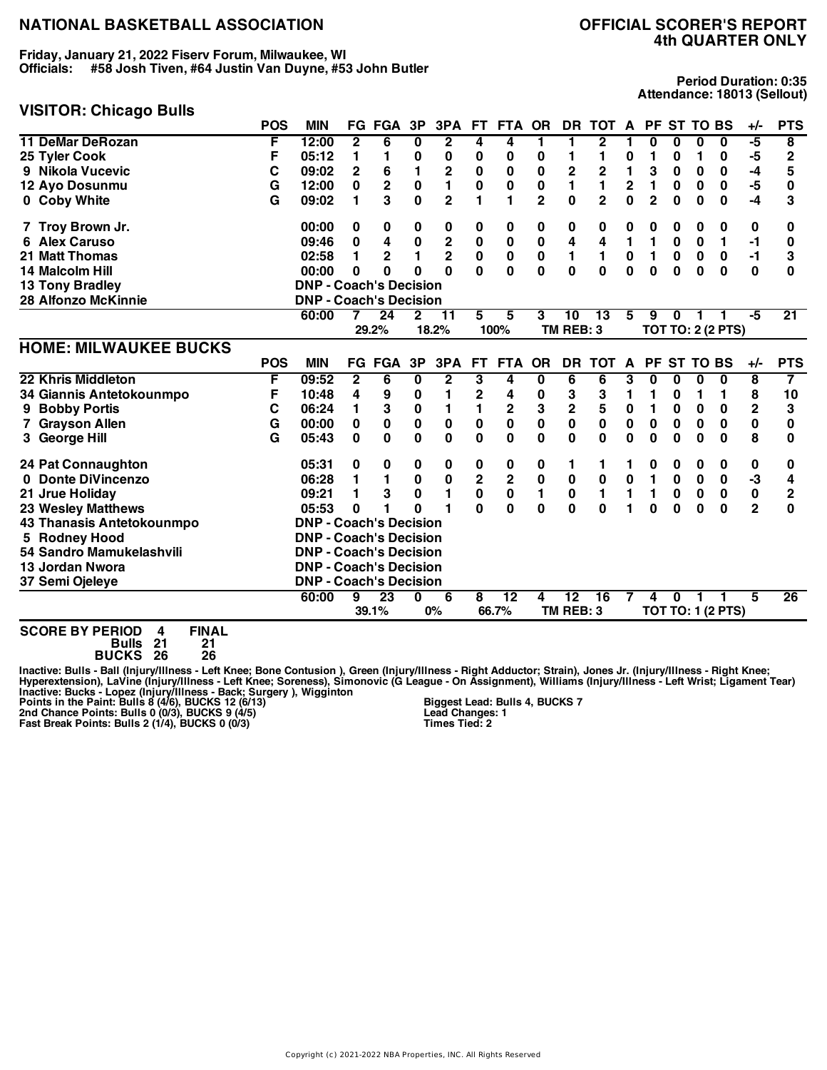# NATIONAL BASKETBALL ASSOCIATION

## OFFICIAL SCORER'S REPORT
## 4th QUARTER ONLY

**Friday, January 21, 2022 Fiserv Forum, Milwaukee, WI**
**Officials: #58 Josh Tiven, #64 Justin Van Duyne, #53 John Butler**

**Period Duration: 0:35**
**Attendance: 18013 (Sellout)**

## VISITOR: Chicago Bulls

| | POS | MIN | FG | FGA | 3P | 3PA | FT | FTA | OR | DR | TOT | A | PF | ST | TO | BS | +/- | PTS |
|---|---|---|---|---|---|---|---|---|---|---|---|---|---|---|---|---|---|---|
| 11 DeMar DeRozan | F | 12:00 | 2 | 6 | 0 | 2 | 4 | 4 | 1 | 1 | 2 | 1 | 0 | 0 | 0 | 0 | -5 | 8 |
| 25 Tyler Cook | F | 05:12 | 1 | 1 | 0 | 0 | 0 | 0 | 0 | 1 | 1 | 0 | 1 | 0 | 1 | 0 | -5 | 2 |
| 9 Nikola Vucevic | C | 09:02 | 2 | 6 | 1 | 2 | 0 | 0 | 0 | 2 | 2 | 1 | 3 | 0 | 0 | 0 | -4 | 5 |
| 12 Ayo Dosunmu | G | 12:00 | 0 | 2 | 0 | 1 | 0 | 0 | 0 | 1 | 1 | 2 | 1 | 0 | 0 | 0 | -5 | 0 |
| 0 Coby White | G | 09:02 | 1 | 3 | 0 | 2 | 1 | 1 | 2 | 0 | 2 | 0 | 2 | 0 | 0 | 0 | -4 | 3 |
| 7 Troy Brown Jr. | | 00:00 | 0 | 0 | 0 | 0 | 0 | 0 | 0 | 0 | 0 | 0 | 0 | 0 | 0 | 0 | 0 | 0 |
| 6 Alex Caruso | | 09:46 | 0 | 4 | 0 | 2 | 0 | 0 | 0 | 4 | 4 | 1 | 1 | 0 | 0 | 1 | -1 | 0 |
| 21 Matt Thomas | | 02:58 | 1 | 2 | 1 | 2 | 0 | 0 | 0 | 1 | 1 | 0 | 1 | 0 | 0 | 0 | -1 | 3 |
| 14 Malcolm Hill | | 00:00 | 0 | 0 | 0 | 0 | 0 | 0 | 0 | 0 | 0 | 0 | 0 | 0 | 0 | 0 | 0 | 0 |
| 13 Tony Bradley | | DNP - Coach's Decision | | | | | | | | | | | | | | | | |
| 28 Alfonzo McKinnie | | DNP - Coach's Decision | | | | | | | | | | | | | | | | |
| | | 60:00 | 7 | 24 | 2 | 11 | 5 | 5 | 3 | 10 | 13 | 5 | 9 | 0 | 1 | 1 | -5 | 21 |
| | | | 29.2% | | 18.2% | | 100% | | TM REB: 3 | | | | TOT TO: 2 (2 PTS) | | | | | |

## HOME: MILWAUKEE BUCKS

| | POS | MIN | FG | FGA | 3P | 3PA | FT | FTA | OR | DR | TOT | A | PF | ST | TO | BS | +/- | PTS |
|---|---|---|---|---|---|---|---|---|---|---|---|---|---|---|---|---|---|---|
| 22 Khris Middleton | F | 09:52 | 2 | 6 | 0 | 2 | 3 | 4 | 0 | 6 | 6 | 3 | 0 | 0 | 0 | 0 | 8 | 7 |
| 34 Giannis Antetokounmpo | F | 10:48 | 4 | 9 | 0 | 1 | 2 | 4 | 0 | 3 | 3 | 1 | 1 | 0 | 1 | 1 | 8 | 10 |
| 9 Bobby Portis | C | 06:24 | 1 | 3 | 0 | 1 | 1 | 2 | 3 | 2 | 5 | 0 | 1 | 0 | 0 | 0 | 2 | 3 |
| 7 Grayson Allen | G | 00:00 | 0 | 0 | 0 | 0 | 0 | 0 | 0 | 0 | 0 | 0 | 0 | 0 | 0 | 0 | 0 | 0 |
| 3 George Hill | G | 05:43 | 0 | 0 | 0 | 0 | 0 | 0 | 0 | 0 | 0 | 0 | 0 | 0 | 0 | 0 | 8 | 0 |
| 24 Pat Connaughton | | 05:31 | 0 | 0 | 0 | 0 | 0 | 0 | 0 | 1 | 1 | 1 | 0 | 0 | 0 | 0 | 0 | 0 |
| 0 Donte DiVincenzo | | 06:28 | 1 | 1 | 0 | 0 | 2 | 2 | 0 | 0 | 0 | 0 | 1 | 0 | 0 | 0 | -3 | 4 |
| 21 Jrue Holiday | | 09:21 | 1 | 3 | 0 | 1 | 0 | 0 | 1 | 0 | 1 | 1 | 1 | 0 | 0 | 0 | 0 | 2 |
| 23 Wesley Matthews | | 05:53 | 0 | 1 | 0 | 1 | 0 | 0 | 0 | 0 | 0 | 1 | 0 | 0 | 0 | 0 | 2 | 0 |
| 43 Thanasis Antetokounmpo | | DNP - Coach's Decision | | | | | | | | | | | | | | | | |
| 5 Rodney Hood | | DNP - Coach's Decision | | | | | | | | | | | | | | | | |
| 54 Sandro Mamukelashvili | | DNP - Coach's Decision | | | | | | | | | | | | | | | | |
| 13 Jordan Nwora | | DNP - Coach's Decision | | | | | | | | | | | | | | | | |
| 37 Semi Ojeleye | | DNP - Coach's Decision | | | | | | | | | | | | | | | | |
| | | 60:00 | 9 | 23 | 0 | 6 | 8 | 12 | 4 | 12 | 16 | 7 | 4 | 0 | 1 | 1 | 5 | 26 |
| | | | 39.1% | | 0% | | 66.7% | | TM REB: 3 | | | | TOT TO: 1 (2 PTS) | | | | | |

| SCORE BY PERIOD | 4 | FINAL |
|---|---|---|
| Bulls | 21 | 21 |
| BUCKS | 26 | 26 |

**Inactive: Bulls - Ball (Injury/Illness - Left Knee; Bone Contusion ), Green (Injury/Illness - Right Adductor; Strain), Jones Jr. (Injury/Illness - Right Knee; Hyperextension), LaVine (Injury/Illness - Left Knee; Soreness), Simonovic (G League - On Assignment), Williams (Injury/Illness - Left Wrist; Ligament Tear)**
**Inactive: Bucks - Lopez (Injury/Illness - Back; Surgery ), Wigginton**

**Points in the Paint: Bulls 8 (4/6), BUCKS 12 (6/13)**
**2nd Chance Points: Bulls 0 (0/3), BUCKS 9 (4/5)**
**Fast Break Points: Bulls 2 (1/4), BUCKS 0 (0/3)**

**Biggest Lead: Bulls 4, BUCKS 7**
**Lead Changes: 1**
**Times Tied: 2**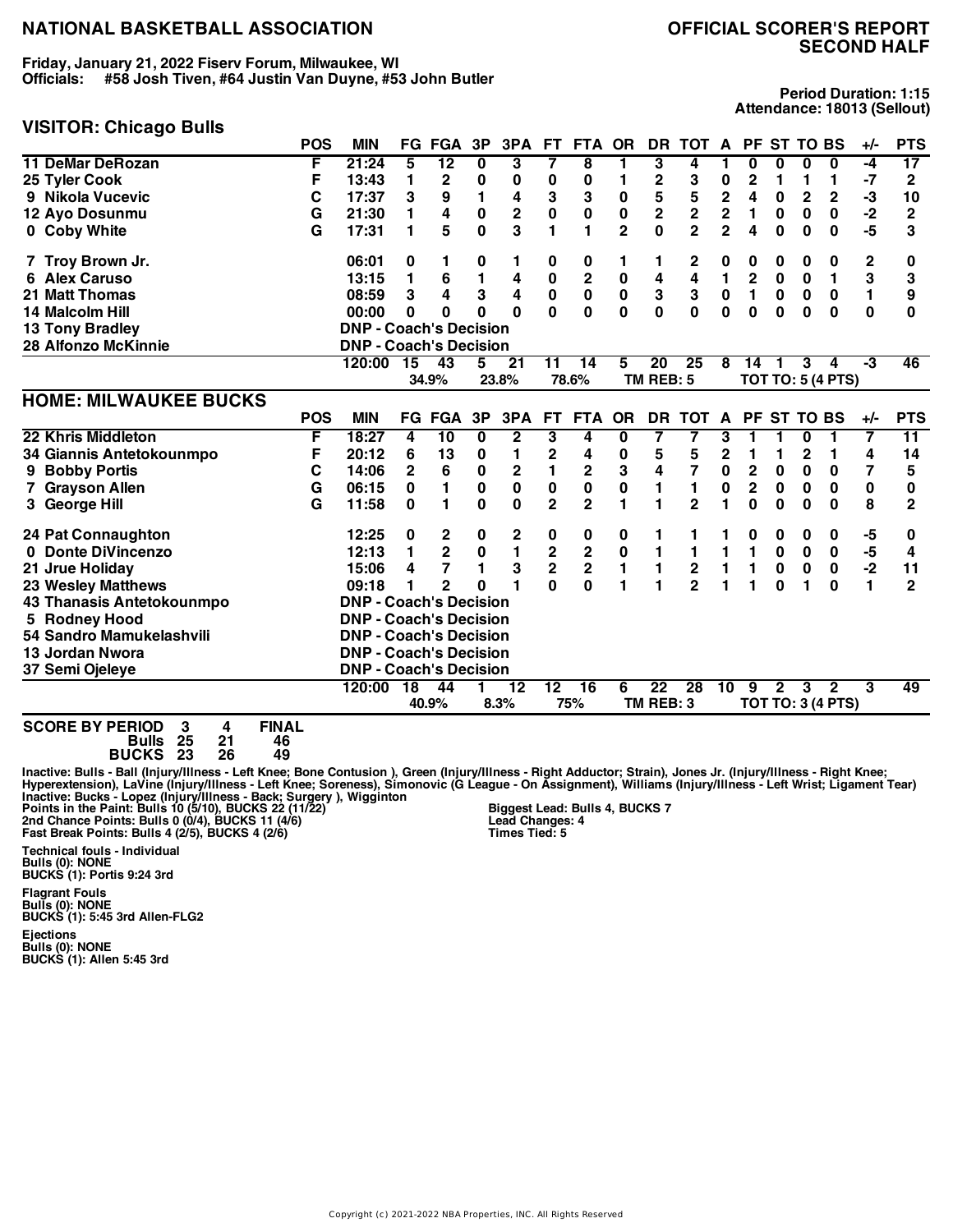# NATIONAL BASKETBALL ASSOCIATION

## OFFICIAL SCORER'S REPORT
## SECOND HALF

**Friday, January 21, 2022 Fiserv Forum, Milwaukee, WI**
**Officials: #58 Josh Tiven, #64 Justin Van Duyne, #53 John Butler**

**Period Duration: 1:15**
**Attendance: 18013 (Sellout)**

### VISITOR: Chicago Bulls

| | POS | MIN | FG | FGA | 3P | 3PA | FT | FTA | OR | DR | TOT | A | PF | ST | TO | BS | +/- | PTS |
|---|---|---|---|---|---|---|---|---|---|---|---|---|---|---|---|---|---|---|
| 11 DeMar DeRozan | F | 21:24 | 5 | 12 | 0 | 3 | 7 | 8 | 1 | 3 | 4 | 1 | 0 | 0 | 0 | 0 | -4 | 17 |
| 25 Tyler Cook | F | 13:43 | 1 | 2 | 0 | 0 | 0 | 0 | 1 | 2 | 3 | 0 | 2 | 1 | 1 | 1 | -7 | 2 |
| 9 Nikola Vucevic | C | 17:37 | 3 | 9 | 1 | 4 | 3 | 3 | 0 | 5 | 5 | 2 | 4 | 0 | 2 | 2 | -3 | 10 |
| 12 Ayo Dosunmu | G | 21:30 | 1 | 4 | 0 | 2 | 0 | 0 | 0 | 2 | 2 | 2 | 1 | 0 | 0 | 0 | -2 | 2 |
| 0 Coby White | G | 17:31 | 1 | 5 | 0 | 3 | 1 | 1 | 2 | 0 | 2 | 2 | 4 | 0 | 0 | 0 | -5 | 3 |
| 7 Troy Brown Jr. | | 06:01 | 0 | 1 | 0 | 1 | 0 | 0 | 1 | 1 | 2 | 0 | 0 | 0 | 0 | 0 | 2 | 0 |
| 6 Alex Caruso | | 13:15 | 1 | 6 | 1 | 4 | 0 | 2 | 0 | 4 | 4 | 1 | 2 | 0 | 0 | 1 | 3 | 3 |
| 21 Matt Thomas | | 08:59 | 3 | 4 | 3 | 4 | 0 | 0 | 0 | 3 | 3 | 0 | 1 | 0 | 0 | 0 | 1 | 9 |
| 14 Malcolm Hill | | 00:00 | 0 | 0 | 0 | 0 | 0 | 0 | 0 | 0 | 0 | 0 | 0 | 0 | 0 | 0 | 0 | 0 |
| 13 Tony Bradley | | DNP - Coach's Decision | | | | | | | | | | | | | | | | |
| 28 Alfonzo McKinnie | | DNP - Coach's Decision | | | | | | | | | | | | | | | | |
| | | 120:00 | 15 | 43 | 5 | 21 | 11 | 14 | 5 | 20 | 25 | 8 | 14 | 1 | 3 | 4 | -3 | 46 |
| | | | 34.9% | | 23.8% | | 78.6% | | | TM REB: 5 | | | TOT TO: 5 (4 PTS) | | | | | |

### HOME: MILWAUKEE BUCKS

| | POS | MIN | FG | FGA | 3P | 3PA | FT | FTA | OR | DR | TOT | A | PF | ST | TO | BS | +/- | PTS |
|---|---|---|---|---|---|---|---|---|---|---|---|---|---|---|---|---|---|---|
| 22 Khris Middleton | F | 18:27 | 4 | 10 | 0 | 2 | 3 | 4 | 0 | 7 | 7 | 3 | 1 | 1 | 0 | 1 | 7 | 11 |
| 34 Giannis Antetokounmpo | F | 20:12 | 6 | 13 | 0 | 1 | 2 | 4 | 0 | 5 | 5 | 2 | 1 | 1 | 2 | 1 | 4 | 14 |
| 9 Bobby Portis | C | 14:06 | 2 | 6 | 0 | 2 | 1 | 2 | 3 | 4 | 7 | 0 | 2 | 0 | 0 | 0 | 7 | 5 |
| 7 Grayson Allen | G | 06:15 | 0 | 1 | 0 | 0 | 0 | 0 | 0 | 1 | 1 | 0 | 2 | 0 | 0 | 0 | 0 | 0 |
| 3 George Hill | G | 11:58 | 0 | 1 | 0 | 0 | 2 | 2 | 1 | 1 | 2 | 1 | 0 | 0 | 0 | 0 | 8 | 2 |
| 24 Pat Connaughton | | 12:25 | 0 | 2 | 0 | 2 | 0 | 0 | 0 | 1 | 1 | 1 | 0 | 0 | 0 | 0 | -5 | 0 |
| 0 Donte DiVincenzo | | 12:13 | 1 | 2 | 0 | 1 | 2 | 2 | 0 | 1 | 1 | 1 | 1 | 0 | 0 | 0 | -5 | 4 |
| 21 Jrue Holiday | | 15:06 | 4 | 7 | 1 | 3 | 2 | 2 | 1 | 1 | 2 | 1 | 1 | 0 | 0 | 0 | -2 | 11 |
| 23 Wesley Matthews | | 09:18 | 1 | 2 | 0 | 1 | 0 | 0 | 1 | 1 | 2 | 1 | 1 | 0 | 1 | 0 | 1 | 2 |
| 43 Thanasis Antetokounmpo | | DNP - Coach's Decision | | | | | | | | | | | | | | | | |
| 5 Rodney Hood | | DNP - Coach's Decision | | | | | | | | | | | | | | | | |
| 54 Sandro Mamukelashvili | | DNP - Coach's Decision | | | | | | | | | | | | | | | | |
| 13 Jordan Nwora | | DNP - Coach's Decision | | | | | | | | | | | | | | | | |
| 37 Semi Ojeleye | | DNP - Coach's Decision | | | | | | | | | | | | | | | | |
| | | 120:00 | 18 | 44 | 1 | 12 | 12 | 16 | 6 | 22 | 28 | 10 | 9 | 2 | 3 | 2 | 3 | 49 |
| | | | 40.9% | | 8.3% | | 75% | | | TM REB: 3 | | | TOT TO: 3 (4 PTS) | | | | | |

**SCORE BY PERIOD**

| | 3 | 4 | FINAL |
|---|---|---|---|
| Bulls | 25 | 21 | 46 |
| BUCKS | 23 | 26 | 49 |

**Inactive: Bulls - Ball (Injury/Illness - Left Knee; Bone Contusion ), Green (Injury/Illness - Right Adductor; Strain), Jones Jr. (Injury/Illness - Right Knee; Hyperextension), LaVine (Injury/Illness - Left Knee; Soreness), Simonovic (G League - On Assignment), Williams (Injury/Illness - Left Wrist; Ligament Tear)**
**Inactive: Bucks - Lopez (Injury/Illness - Back; Surgery ), Wigginton**

**Points in the Paint: Bulls 10 (5/10), BUCKS 22 (11/22)**
**2nd Chance Points: Bulls 0 (0/4), BUCKS 11 (4/6)**
**Fast Break Points: Bulls 4 (2/5), BUCKS 4 (2/6)**

**Biggest Lead: Bulls 4, BUCKS 7**
**Lead Changes: 4**
**Times Tied: 5**

**Technical fouls - Individual**
**Bulls (0): NONE**
**BUCKS (1): Portis 9:24 3rd**

**Flagrant Fouls**
**Bulls (0): NONE**
**BUCKS (1): 5:45 3rd Allen-FLG2**

**Ejections**
**Bulls (0): NONE**
**BUCKS (1): Allen 5:45 3rd**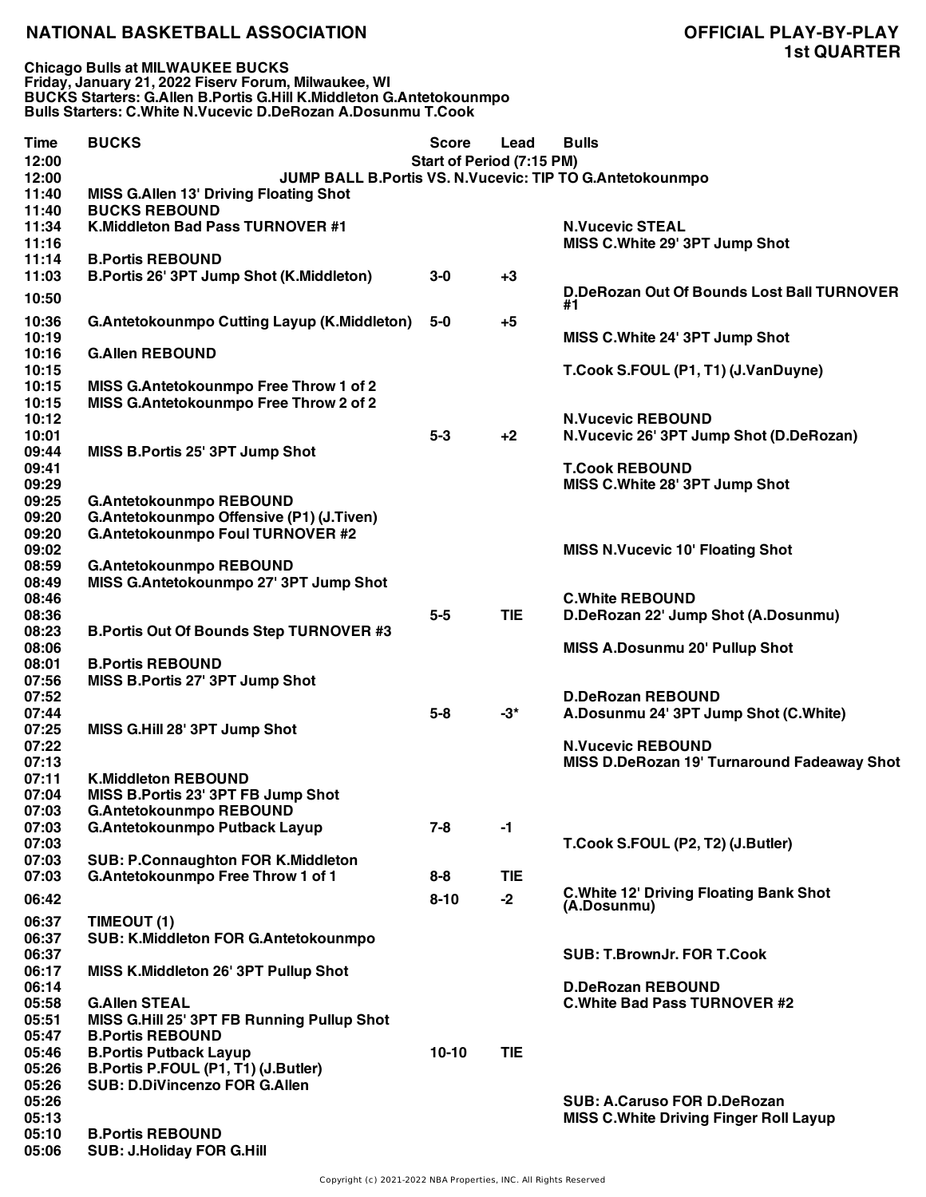**NATIONAL BASKETBALL ASSOCIATION** — **OFFICIAL PLAY-BY-PLAY**

**1st QUARTER**

**Chicago Bulls at MILWAUKEE BUCKS**
**Friday, January 21, 2022 Fiserv Forum, Milwaukee, WI**
**BUCKS Starters: G.Allen B.Portis G.Hill K.Middleton G.Antetokounmpo**
**Bulls Starters: C.White N.Vucevic D.DeRozan A.Dosunmu T.Cook**

| Time | BUCKS | Score | Lead | Bulls |
|---|---|---|---|---|
| 12:00 | Start of Period (7:15 PM) | | | |
| 12:00 | JUMP BALL B.Portis VS. N.Vucevic: TIP TO G.Antetokounmpo | | | |
| 11:40 | MISS G.Allen 13' Driving Floating Shot | | | |
| 11:40 | BUCKS REBOUND | | | |
| 11:34 | K.Middleton Bad Pass TURNOVER #1 | | | N.Vucevic STEAL |
| 11:16 | | | | MISS C.White 29' 3PT Jump Shot |
| 11:14 | B.Portis REBOUND | | | |
| 11:03 | B.Portis 26' 3PT Jump Shot (K.Middleton) | 3-0 | +3 | |
| 10:50 | | | | D.DeRozan Out Of Bounds Lost Ball TURNOVER #1 |
| 10:36 | G.Antetokounmpo Cutting Layup (K.Middleton) | 5-0 | +5 | |
| 10:19 | | | | MISS C.White 24' 3PT Jump Shot |
| 10:16 | G.Allen REBOUND | | | |
| 10:15 | | | | T.Cook S.FOUL (P1, T1) (J.VanDuyne) |
| 10:15 | MISS G.Antetokounmpo Free Throw 1 of 2 | | | |
| 10:15 | MISS G.Antetokounmpo Free Throw 2 of 2 | | | |
| 10:12 | | | | N.Vucevic REBOUND |
| 10:01 | | 5-3 | +2 | N.Vucevic 26' 3PT Jump Shot (D.DeRozan) |
| 09:44 | MISS B.Portis 25' 3PT Jump Shot | | | |
| 09:41 | | | | T.Cook REBOUND |
| 09:29 | | | | MISS C.White 28' 3PT Jump Shot |
| 09:25 | G.Antetokounmpo REBOUND | | | |
| 09:20 | G.Antetokounmpo Offensive (P1) (J.Tiven) | | | |
| 09:20 | G.Antetokounmpo Foul TURNOVER #2 | | | |
| 09:02 | | | | MISS N.Vucevic 10' Floating Shot |
| 08:59 | G.Antetokounmpo REBOUND | | | |
| 08:49 | MISS G.Antetokounmpo 27' 3PT Jump Shot | | | |
| 08:46 | | | | C.White REBOUND |
| 08:36 | | 5-5 | TIE | D.DeRozan 22' Jump Shot (A.Dosunmu) |
| 08:23 | B.Portis Out Of Bounds Step TURNOVER #3 | | | |
| 08:06 | | | | MISS A.Dosunmu 20' Pullup Shot |
| 08:01 | B.Portis REBOUND | | | |
| 07:56 | MISS B.Portis 27' 3PT Jump Shot | | | |
| 07:52 | | | | D.DeRozan REBOUND |
| 07:44 | | 5-8 | -3* | A.Dosunmu 24' 3PT Jump Shot (C.White) |
| 07:25 | MISS G.Hill 28' 3PT Jump Shot | | | |
| 07:22 | | | | N.Vucevic REBOUND |
| 07:13 | | | | MISS D.DeRozan 19' Turnaround Fadeaway Shot |
| 07:11 | K.Middleton REBOUND | | | |
| 07:04 | MISS B.Portis 23' 3PT FB Jump Shot | | | |
| 07:03 | G.Antetokounmpo REBOUND | | | |
| 07:03 | G.Antetokounmpo Putback Layup | 7-8 | -1 | |
| 07:03 | | | | T.Cook S.FOUL (P2, T2) (J.Butler) |
| 07:03 | SUB: P.Connaughton FOR K.Middleton | | | |
| 07:03 | G.Antetokounmpo Free Throw 1 of 1 | 8-8 | TIE | |
| 06:42 | | 8-10 | -2 | C.White 12' Driving Floating Bank Shot (A.Dosunmu) |
| 06:37 | TIMEOUT (1) | | | |
| 06:37 | SUB: K.Middleton FOR G.Antetokounmpo | | | |
| 06:37 | | | | SUB: T.BrownJr. FOR T.Cook |
| 06:17 | MISS K.Middleton 26' 3PT Pullup Shot | | | |
| 06:14 | | | | D.DeRozan REBOUND |
| 05:58 | G.Allen STEAL | | | C.White Bad Pass TURNOVER #2 |
| 05:51 | MISS G.Hill 25' 3PT FB Running Pullup Shot | | | |
| 05:47 | B.Portis REBOUND | | | |
| 05:46 | B.Portis Putback Layup | 10-10 | TIE | |
| 05:26 | B.Portis P.FOUL (P1, T1) (J.Butler) | | | |
| 05:26 | SUB: D.DiVincenzo FOR G.Allen | | | |
| 05:26 | | | | SUB: A.Caruso FOR D.DeRozan |
| 05:13 | | | | MISS C.White Driving Finger Roll Layup |
| 05:10 | B.Portis REBOUND | | | |
| 05:06 | SUB: J.Holiday FOR G.Hill | | | |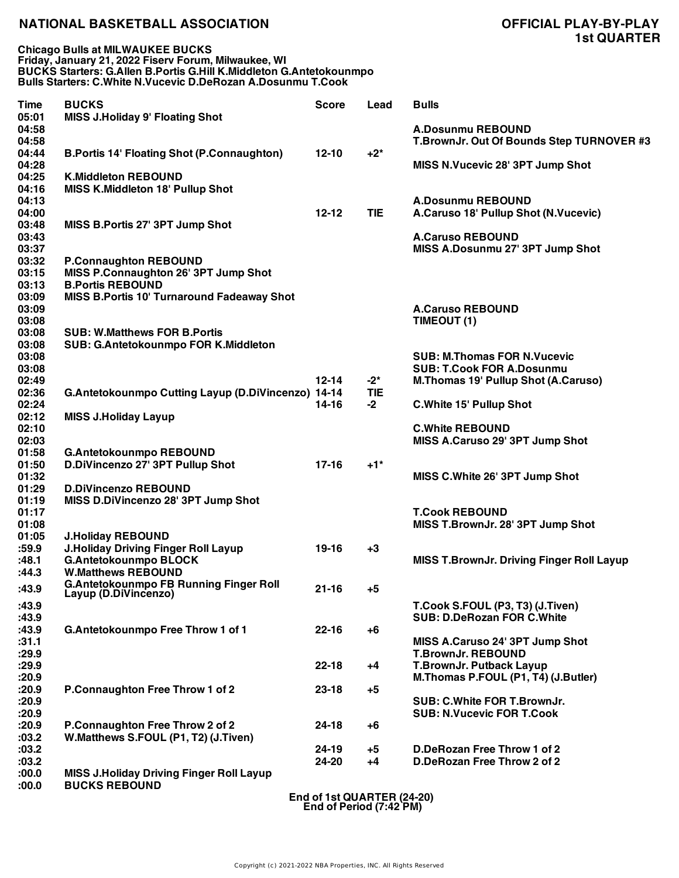# NATIONAL BASKETBALL ASSOCIATION

## OFFICIAL PLAY-BY-PLAY
## 1st QUARTER

**Chicago Bulls at MILWAUKEE BUCKS**
**Friday, January 21, 2022 Fiserv Forum, Milwaukee, WI**
**BUCKS Starters: G.Allen B.Portis G.Hill K.Middleton G.Antetokounmpo**
**Bulls Starters: C.White N.Vucevic D.DeRozan A.Dosunmu T.Cook**

| Time | BUCKS | Score | Lead | Bulls |
|---|---|---|---|---|
| 05:01 | MISS J.Holiday 9' Floating Shot | | | |
| 04:58 | | | | A.Dosunmu REBOUND |
| 04:58 | | | | T.BrownJr. Out Of Bounds Step TURNOVER #3 |
| 04:44 | B.Portis 14' Floating Shot (P.Connaughton) | 12-10 | +2* | |
| 04:28 | | | | MISS N.Vucevic 28' 3PT Jump Shot |
| 04:25 | K.Middleton REBOUND | | | |
| 04:16 | MISS K.Middleton 18' Pullup Shot | | | |
| 04:13 | | | | A.Dosunmu REBOUND |
| 04:00 | | 12-12 | TIE | A.Caruso 18' Pullup Shot (N.Vucevic) |
| 03:48 | MISS B.Portis 27' 3PT Jump Shot | | | |
| 03:43 | | | | A.Caruso REBOUND |
| 03:37 | | | | MISS A.Dosunmu 27' 3PT Jump Shot |
| 03:32 | P.Connaughton REBOUND | | | |
| 03:15 | MISS P.Connaughton 26' 3PT Jump Shot | | | |
| 03:13 | B.Portis REBOUND | | | |
| 03:09 | MISS B.Portis 10' Turnaround Fadeaway Shot | | | |
| 03:09 | | | | A.Caruso REBOUND |
| 03:08 | | | | TIMEOUT (1) |
| 03:08 | SUB: W.Matthews FOR B.Portis | | | |
| 03:08 | SUB: G.Antetokounmpo FOR K.Middleton | | | |
| 03:08 | | | | SUB: M.Thomas FOR N.Vucevic |
| 03:08 | | | | SUB: T.Cook FOR A.Dosunmu |
| 02:49 | | 12-14 | -2* | M.Thomas 19' Pullup Shot (A.Caruso) |
| 02:36 | G.Antetokounmpo Cutting Layup (D.DiVincenzo) | 14-14 | TIE | |
| 02:24 | | 14-16 | -2 | C.White 15' Pullup Shot |
| 02:12 | MISS J.Holiday Layup | | | |
| 02:10 | | | | C.White REBOUND |
| 02:03 | | | | MISS A.Caruso 29' 3PT Jump Shot |
| 01:58 | G.Antetokounmpo REBOUND | | | |
| 01:50 | D.DiVincenzo 27' 3PT Pullup Shot | 17-16 | +1* | |
| 01:32 | | | | MISS C.White 26' 3PT Jump Shot |
| 01:29 | D.DiVincenzo REBOUND | | | |
| 01:19 | MISS D.DiVincenzo 28' 3PT Jump Shot | | | |
| 01:17 | | | | T.Cook REBOUND |
| 01:08 | | | | MISS T.BrownJr. 28' 3PT Jump Shot |
| 01:05 | J.Holiday REBOUND | | | |
| :59.9 | J.Holiday Driving Finger Roll Layup | 19-16 | +3 | |
| :48.1 | G.Antetokounmpo BLOCK | | | MISS T.BrownJr. Driving Finger Roll Layup |
| :44.3 | W.Matthews REBOUND | | | |
| :43.9 | G.Antetokounmpo FB Running Finger Roll Layup (D.DiVincenzo) | 21-16 | +5 | |
| :43.9 | | | | T.Cook S.FOUL (P3, T3) (J.Tiven) |
| :43.9 | | | | SUB: D.DeRozan FOR C.White |
| :43.9 | G.Antetokounmpo Free Throw 1 of 1 | 22-16 | +6 | |
| :31.1 | | | | MISS A.Caruso 24' 3PT Jump Shot |
| :29.9 | | | | T.BrownJr. REBOUND |
| :29.9 | | 22-18 | +4 | T.BrownJr. Putback Layup |
| :20.9 | | | | M.Thomas P.FOUL (P1, T4) (J.Butler) |
| :20.9 | P.Connaughton Free Throw 1 of 2 | 23-18 | +5 | |
| :20.9 | | | | SUB: C.White FOR T.BrownJr. |
| :20.9 | | | | SUB: N.Vucevic FOR T.Cook |
| :20.9 | P.Connaughton Free Throw 2 of 2 | 24-18 | +6 | |
| :03.2 | W.Matthews S.FOUL (P1, T2) (J.Tiven) | | | |
| :03.2 | | 24-19 | +5 | D.DeRozan Free Throw 1 of 2 |
| :03.2 | | 24-20 | +4 | D.DeRozan Free Throw 2 of 2 |
| :00.0 | MISS J.Holiday Driving Finger Roll Layup | | | |
| :00.0 | BUCKS REBOUND | | | |

**End of 1st QUARTER (24-20)**
**End of Period (7:42 PM)**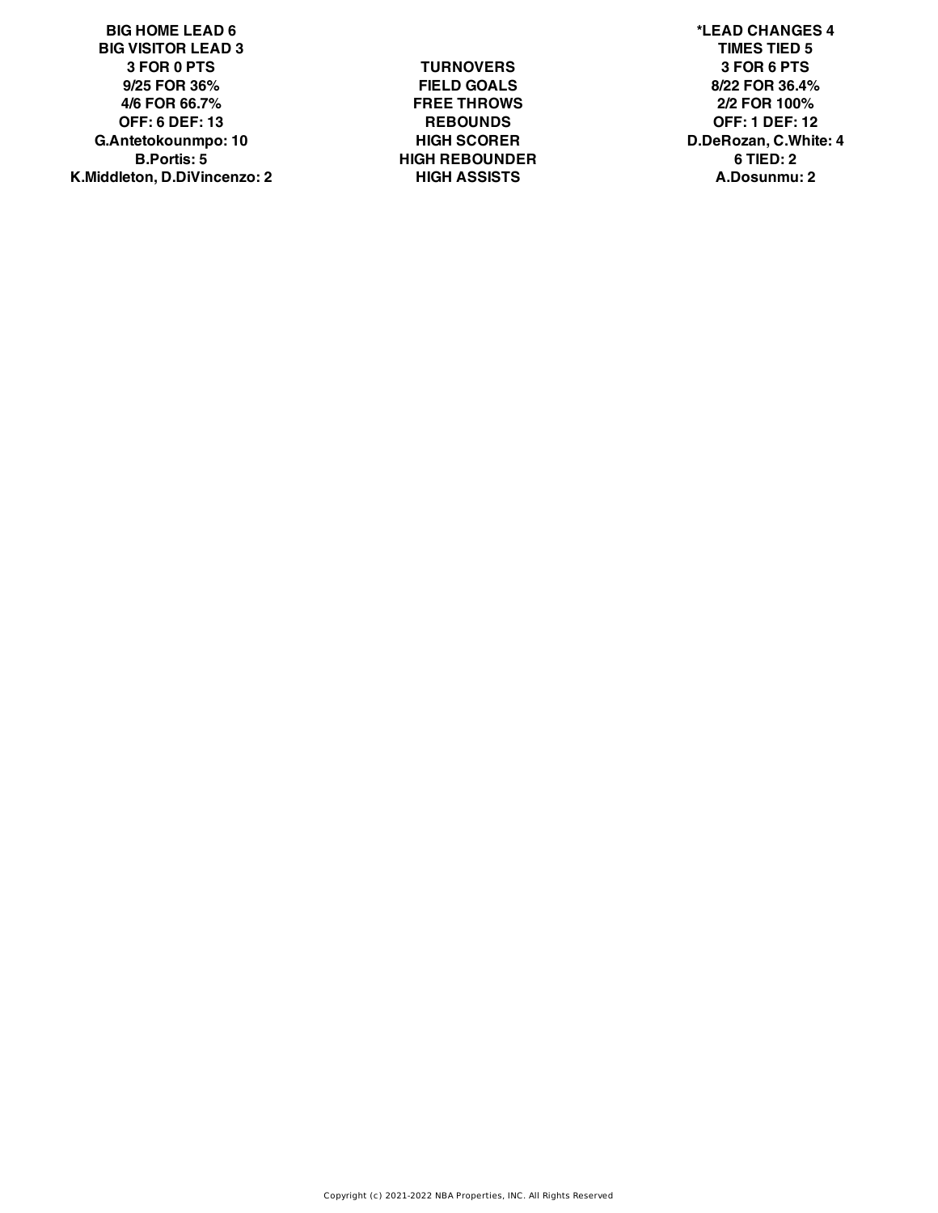| BIG HOME LEAD 6 | | *LEAD CHANGES 4 |
| --- | --- | --- |
| BIG VISITOR LEAD 3 | | TIMES TIED 5 |
| 3 FOR 0 PTS | TURNOVERS | 3 FOR 6 PTS |
| 9/25 FOR 36% | FIELD GOALS | 8/22 FOR 36.4% |
| 4/6 FOR 66.7% | FREE THROWS | 2/2 FOR 100% |
| OFF: 6 DEF: 13 | REBOUNDS | OFF: 1 DEF: 12 |
| G.Antetokounmpo: 10 | HIGH SCORER | D.DeRozan, C.White: 4 |
| B.Portis: 5 | HIGH REBOUNDER | 6 TIED: 2 |
| K.Middleton, D.DiVincenzo: 2 | HIGH ASSISTS | A.Dosunmu: 2 |

Copyright (c) 2021-2022 NBA Properties, INC. All Rights Reserved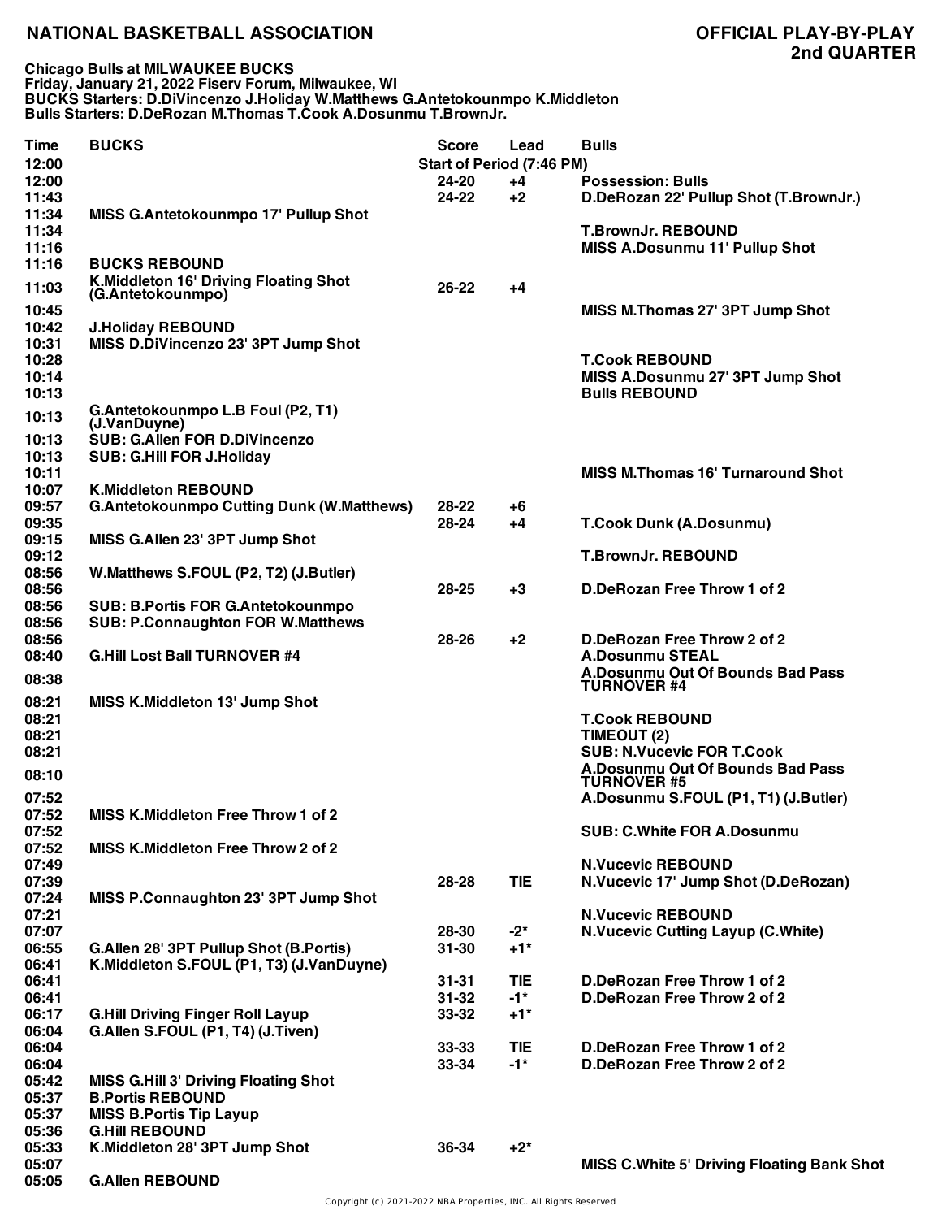# NATIONAL BASKETBALL ASSOCIATION

## OFFICIAL PLAY-BY-PLAY
## 2nd QUARTER

**Chicago Bulls at MILWAUKEE BUCKS**
**Friday, January 21, 2022 Fiserv Forum, Milwaukee, WI**
**BUCKS Starters: D.DiVincenzo J.Holiday W.Matthews G.Antetokounmpo K.Middleton**
**Bulls Starters: D.DeRozan M.Thomas T.Cook A.Dosunmu T.BrownJr.**

| Time | BUCKS | Score | Lead | Bulls |
|---|---|---|---|---|
| 12:00 | | Start of Period (7:46 PM) | | |
| 12:00 | | 24-20 | +4 | Possession: Bulls |
| 11:43 | | 24-22 | +2 | D.DeRozan 22' Pullup Shot (T.BrownJr.) |
| 11:34 | MISS G.Antetokounmpo 17' Pullup Shot | | | |
| 11:34 | | | | T.BrownJr. REBOUND |
| 11:16 | | | | MISS A.Dosunmu 11' Pullup Shot |
| 11:16 | BUCKS REBOUND | | | |
| 11:03 | K.Middleton 16' Driving Floating Shot (G.Antetokounmpo) | 26-22 | +4 | |
| 10:45 | | | | MISS M.Thomas 27' 3PT Jump Shot |
| 10:42 | J.Holiday REBOUND | | | |
| 10:31 | MISS D.DiVincenzo 23' 3PT Jump Shot | | | |
| 10:28 | | | | T.Cook REBOUND |
| 10:14 | | | | MISS A.Dosunmu 27' 3PT Jump Shot |
| 10:13 | | | | Bulls REBOUND |
| 10:13 | G.Antetokounmpo L.B Foul (P2, T1) (J.VanDuyne) | | | |
| 10:13 | SUB: G.Allen FOR D.DiVincenzo | | | |
| 10:13 | SUB: G.Hill FOR J.Holiday | | | |
| 10:11 | | | | MISS M.Thomas 16' Turnaround Shot |
| 10:07 | K.Middleton REBOUND | | | |
| 09:57 | G.Antetokounmpo Cutting Dunk (W.Matthews) | 28-22 | +6 | |
| 09:35 | | 28-24 | +4 | T.Cook Dunk (A.Dosunmu) |
| 09:15 | MISS G.Allen 23' 3PT Jump Shot | | | |
| 09:12 | | | | T.BrownJr. REBOUND |
| 08:56 | W.Matthews S.FOUL (P2, T2) (J.Butler) | | | |
| 08:56 | | 28-25 | +3 | D.DeRozan Free Throw 1 of 2 |
| 08:56 | SUB: B.Portis FOR G.Antetokounmpo | | | |
| 08:56 | SUB: P.Connaughton FOR W.Matthews | | | |
| 08:56 | | 28-26 | +2 | D.DeRozan Free Throw 2 of 2 |
| 08:40 | G.Hill Lost Ball TURNOVER #4 | | | A.Dosunmu STEAL |
| 08:38 | | | | A.Dosunmu Out Of Bounds Bad Pass TURNOVER #4 |
| 08:21 | MISS K.Middleton 13' Jump Shot | | | |
| 08:21 | | | | T.Cook REBOUND |
| 08:21 | | | | TIMEOUT (2) |
| 08:21 | | | | SUB: N.Vucevic FOR T.Cook |
| 08:10 | | | | A.Dosunmu Out Of Bounds Bad Pass TURNOVER #5 |
| 07:52 | | | | A.Dosunmu S.FOUL (P1, T1) (J.Butler) |
| 07:52 | MISS K.Middleton Free Throw 1 of 2 | | | |
| 07:52 | | | | SUB: C.White FOR A.Dosunmu |
| 07:52 | MISS K.Middleton Free Throw 2 of 2 | | | |
| 07:49 | | | | N.Vucevic REBOUND |
| 07:39 | | 28-28 | TIE | N.Vucevic 17' Jump Shot (D.DeRozan) |
| 07:24 | MISS P.Connaughton 23' 3PT Jump Shot | | | |
| 07:21 | | | | N.Vucevic REBOUND |
| 07:07 | | 28-30 | -2* | N.Vucevic Cutting Layup (C.White) |
| 06:55 | G.Allen 28' 3PT Pullup Shot (B.Portis) | 31-30 | +1* | |
| 06:41 | K.Middleton S.FOUL (P1, T3) (J.VanDuyne) | | | |
| 06:41 | | 31-31 | TIE | D.DeRozan Free Throw 1 of 2 |
| 06:41 | | 31-32 | -1* | D.DeRozan Free Throw 2 of 2 |
| 06:17 | G.Hill Driving Finger Roll Layup | 33-32 | +1* | |
| 06:04 | G.Allen S.FOUL (P1, T4) (J.Tiven) | | | |
| 06:04 | | 33-33 | TIE | D.DeRozan Free Throw 1 of 2 |
| 06:04 | | 33-34 | -1* | D.DeRozan Free Throw 2 of 2 |
| 05:42 | MISS G.Hill 3' Driving Floating Shot | | | |
| 05:37 | B.Portis REBOUND | | | |
| 05:37 | MISS B.Portis Tip Layup | | | |
| 05:36 | G.Hill REBOUND | | | |
| 05:33 | K.Middleton 28' 3PT Jump Shot | 36-34 | +2* | |
| 05:07 | | | | MISS C.White 5' Driving Floating Bank Shot |
| 05:05 | G.Allen REBOUND | | | |

Copyright (c) 2021-2022 NBA Properties, INC. All Rights Reserved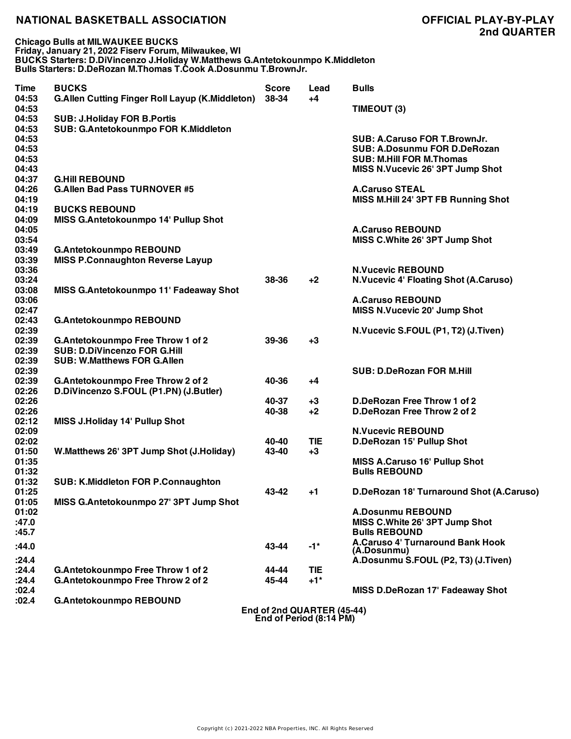# NATIONAL BASKETBALL ASSOCIATION

## OFFICIAL PLAY-BY-PLAY
## 2nd QUARTER

**Chicago Bulls at MILWAUKEE BUCKS**
**Friday, January 21, 2022 Fiserv Forum, Milwaukee, WI**
**BUCKS Starters: D.DiVincenzo J.Holiday W.Matthews G.Antetokounmpo K.Middleton**
**Bulls Starters: D.DeRozan M.Thomas T.Cook A.Dosunmu T.BrownJr.**

| Time | BUCKS | Score | Lead | Bulls |
|---|---|---|---|---|
| 04:53 | G.Allen Cutting Finger Roll Layup (K.Middleton) | 38-34 | +4 | |
| 04:53 | | | | TIMEOUT (3) |
| 04:53 | SUB: J.Holiday FOR B.Portis | | | |
| 04:53 | SUB: G.Antetokounmpo FOR K.Middleton | | | |
| 04:53 | | | | SUB: A.Caruso FOR T.BrownJr. |
| 04:53 | | | | SUB: A.Dosunmu FOR D.DeRozan |
| 04:53 | | | | SUB: M.Hill FOR M.Thomas |
| 04:43 | | | | MISS N.Vucevic 26' 3PT Jump Shot |
| 04:37 | G.Hill REBOUND | | | |
| 04:26 | G.Allen Bad Pass TURNOVER #5 | | | A.Caruso STEAL |
| 04:19 | | | | MISS M.Hill 24' 3PT FB Running Shot |
| 04:19 | BUCKS REBOUND | | | |
| 04:09 | MISS G.Antetokounmpo 14' Pullup Shot | | | |
| 04:05 | | | | A.Caruso REBOUND |
| 03:54 | | | | MISS C.White 26' 3PT Jump Shot |
| 03:49 | G.Antetokounmpo REBOUND | | | |
| 03:39 | MISS P.Connaughton Reverse Layup | | | |
| 03:36 | | | | N.Vucevic REBOUND |
| 03:24 | | 38-36 | +2 | N.Vucevic 4' Floating Shot (A.Caruso) |
| 03:08 | MISS G.Antetokounmpo 11' Fadeaway Shot | | | |
| 03:06 | | | | A.Caruso REBOUND |
| 02:47 | | | | MISS N.Vucevic 20' Jump Shot |
| 02:43 | G.Antetokounmpo REBOUND | | | |
| 02:39 | | | | N.Vucevic S.FOUL (P1, T2) (J.Tiven) |
| 02:39 | G.Antetokounmpo Free Throw 1 of 2 | 39-36 | +3 | |
| 02:39 | SUB: D.DiVincenzo FOR G.Hill | | | |
| 02:39 | SUB: W.Matthews FOR G.Allen | | | |
| 02:39 | | | | SUB: D.DeRozan FOR M.Hill |
| 02:39 | G.Antetokounmpo Free Throw 2 of 2 | 40-36 | +4 | |
| 02:26 | D.DiVincenzo S.FOUL (P1.PN) (J.Butler) | | | |
| 02:26 | | 40-37 | +3 | D.DeRozan Free Throw 1 of 2 |
| 02:26 | | 40-38 | +2 | D.DeRozan Free Throw 2 of 2 |
| 02:12 | MISS J.Holiday 14' Pullup Shot | | | |
| 02:09 | | | | N.Vucevic REBOUND |
| 02:02 | | 40-40 | TIE | D.DeRozan 15' Pullup Shot |
| 01:50 | W.Matthews 26' 3PT Jump Shot (J.Holiday) | 43-40 | +3 | |
| 01:35 | | | | MISS A.Caruso 16' Pullup Shot |
| 01:32 | | | | Bulls REBOUND |
| 01:32 | SUB: K.Middleton FOR P.Connaughton | | | |
| 01:25 | | 43-42 | +1 | D.DeRozan 18' Turnaround Shot (A.Caruso) |
| 01:05 | MISS G.Antetokounmpo 27' 3PT Jump Shot | | | |
| 01:02 | | | | A.Dosunmu REBOUND |
| :47.0 | | | | MISS C.White 26' 3PT Jump Shot |
| :45.7 | | | | Bulls REBOUND |
| :44.0 | | 43-44 | -1* | A.Caruso 4' Turnaround Bank Hook (A.Dosunmu) |
| :24.4 | | | | A.Dosunmu S.FOUL (P2, T3) (J.Tiven) |
| :24.4 | G.Antetokounmpo Free Throw 1 of 2 | 44-44 | TIE | |
| :24.4 | G.Antetokounmpo Free Throw 2 of 2 | 45-44 | +1* | |
| :02.4 | | | | MISS D.DeRozan 17' Fadeaway Shot |
| :02.4 | G.Antetokounmpo REBOUND | | | |

**End of 2nd QUARTER (45-44)**
**End of Period (8:14 PM)**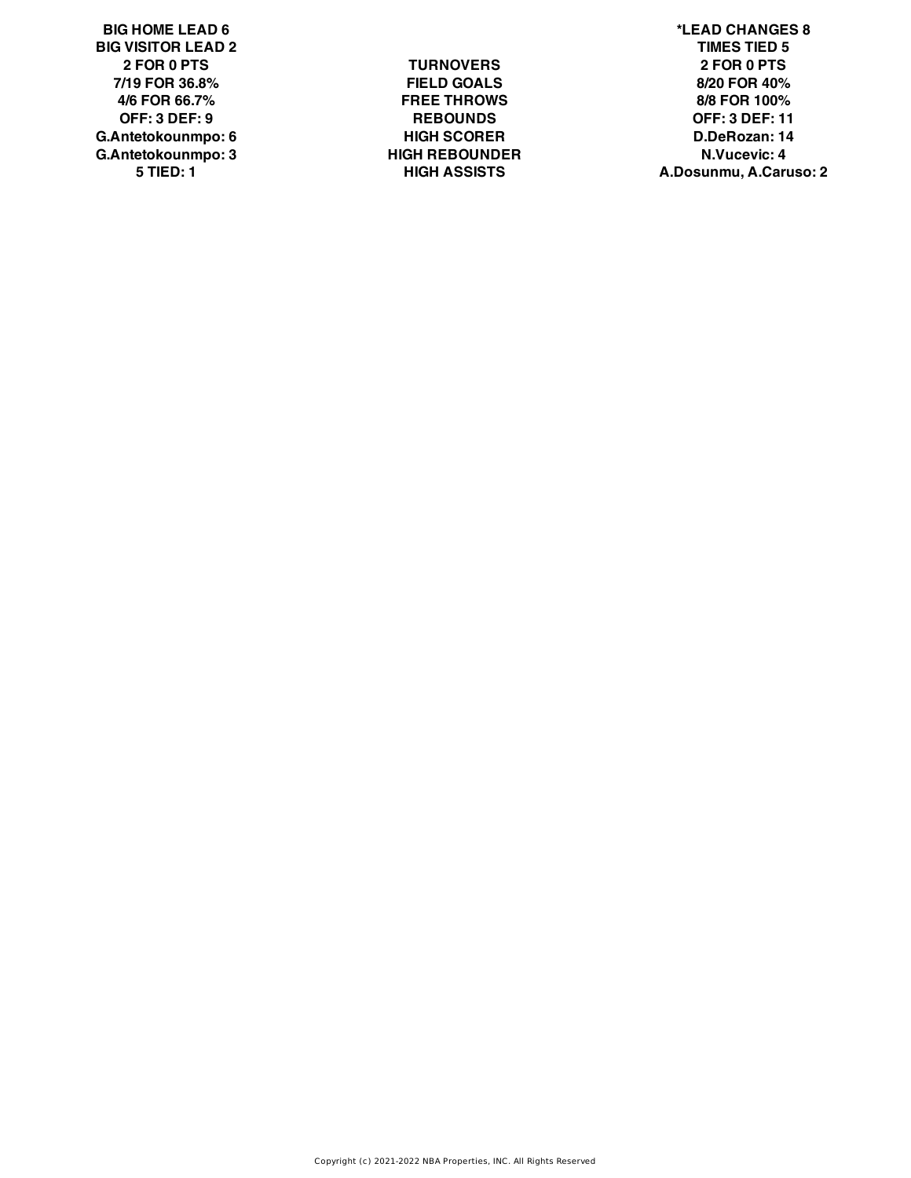| BIG HOME LEAD 6 | | *LEAD CHANGES 8 |
| --- | --- | --- |
| BIG VISITOR LEAD 2 | | TIMES TIED 5 |
| 2 FOR 0 PTS | TURNOVERS | 2 FOR 0 PTS |
| 7/19 FOR 36.8% | FIELD GOALS | 8/20 FOR 40% |
| 4/6 FOR 66.7% | FREE THROWS | 8/8 FOR 100% |
| OFF: 3 DEF: 9 | REBOUNDS | OFF: 3 DEF: 11 |
| G.Antetokounmpo: 6 | HIGH SCORER | D.DeRozan: 14 |
| G.Antetokounmpo: 3 | HIGH REBOUNDER | N.Vucevic: 4 |
| 5 TIED: 1 | HIGH ASSISTS | A.Dosunmu, A.Caruso: 2 |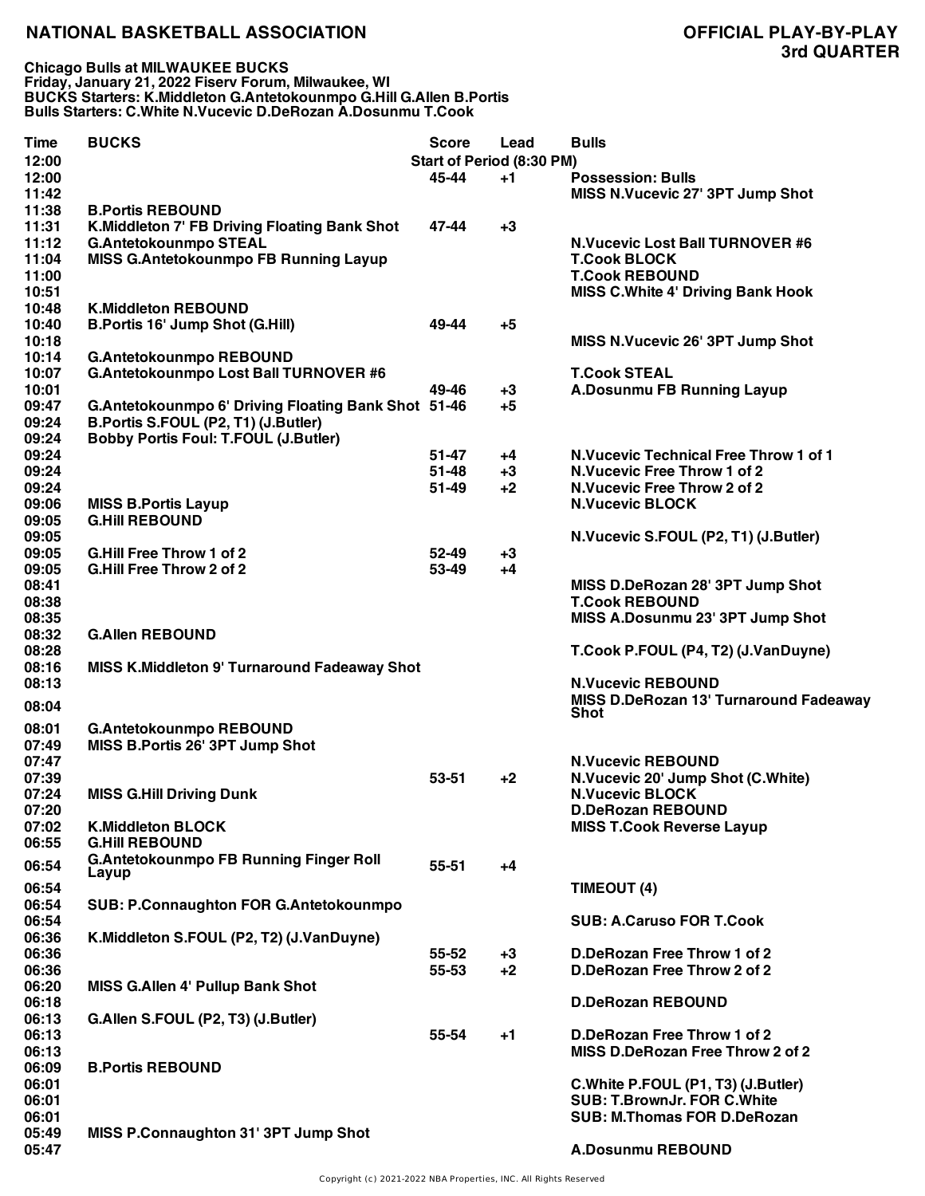# NATIONAL BASKETBALL ASSOCIATION

## OFFICIAL PLAY-BY-PLAY
## 3rd QUARTER

**Chicago Bulls at MILWAUKEE BUCKS**
**Friday, January 21, 2022 Fiserv Forum, Milwaukee, WI**
**BUCKS Starters: K.Middleton G.Antetokounmpo G.Hill G.Allen B.Portis**
**Bulls Starters: C.White N.Vucevic D.DeRozan A.Dosunmu T.Cook**

| Time | BUCKS | Score | Lead | Bulls |
|---|---|---|---|---|
| 12:00 | | Start of Period (8:30 PM) | | |
| 12:00 | | 45-44 | +1 | Possession: Bulls |
| 11:42 | | | | MISS N.Vucevic 27' 3PT Jump Shot |
| 11:38 | B.Portis REBOUND | | | |
| 11:31 | K.Middleton 7' FB Driving Floating Bank Shot | 47-44 | +3 | |
| 11:12 | G.Antetokounmpo STEAL | | | N.Vucevic Lost Ball TURNOVER #6 |
| 11:04 | MISS G.Antetokounmpo FB Running Layup | | | T.Cook BLOCK |
| 11:00 | | | | T.Cook REBOUND |
| 10:51 | | | | MISS C.White 4' Driving Bank Hook |
| 10:48 | K.Middleton REBOUND | | | |
| 10:40 | B.Portis 16' Jump Shot (G.Hill) | 49-44 | +5 | |
| 10:18 | | | | MISS N.Vucevic 26' 3PT Jump Shot |
| 10:14 | G.Antetokounmpo REBOUND | | | |
| 10:07 | G.Antetokounmpo Lost Ball TURNOVER #6 | | | T.Cook STEAL |
| 10:01 | | 49-46 | +3 | A.Dosunmu FB Running Layup |
| 09:47 | G.Antetokounmpo 6' Driving Floating Bank Shot | 51-46 | +5 | |
| 09:24 | B.Portis S.FOUL (P2, T1) (J.Butler) | | | |
| 09:24 | Bobby Portis Foul: T.FOUL (J.Butler) | | | |
| 09:24 | | 51-47 | +4 | N.Vucevic Technical Free Throw 1 of 1 |
| 09:24 | | 51-48 | +3 | N.Vucevic Free Throw 1 of 2 |
| 09:24 | | 51-49 | +2 | N.Vucevic Free Throw 2 of 2 |
| 09:06 | MISS B.Portis Layup | | | N.Vucevic BLOCK |
| 09:05 | G.Hill REBOUND | | | |
| 09:05 | | | | N.Vucevic S.FOUL (P2, T1) (J.Butler) |
| 09:05 | G.Hill Free Throw 1 of 2 | 52-49 | +3 | |
| 09:05 | G.Hill Free Throw 2 of 2 | 53-49 | +4 | |
| 08:41 | | | | MISS D.DeRozan 28' 3PT Jump Shot |
| 08:38 | | | | T.Cook REBOUND |
| 08:35 | | | | MISS A.Dosunmu 23' 3PT Jump Shot |
| 08:32 | G.Allen REBOUND | | | |
| 08:28 | | | | T.Cook P.FOUL (P4, T2) (J.VanDuyne) |
| 08:16 | MISS K.Middleton 9' Turnaround Fadeaway Shot | | | |
| 08:13 | | | | N.Vucevic REBOUND |
| 08:04 | | | | MISS D.DeRozan 13' Turnaround Fadeaway Shot |
| 08:01 | G.Antetokounmpo REBOUND | | | |
| 07:49 | MISS B.Portis 26' 3PT Jump Shot | | | |
| 07:47 | | | | N.Vucevic REBOUND |
| 07:39 | | 53-51 | +2 | N.Vucevic 20' Jump Shot (C.White) |
| 07:24 | MISS G.Hill Driving Dunk | | | N.Vucevic BLOCK |
| 07:20 | | | | D.DeRozan REBOUND |
| 07:02 | K.Middleton BLOCK | | | MISS T.Cook Reverse Layup |
| 06:55 | G.Hill REBOUND | | | |
| 06:54 | G.Antetokounmpo FB Running Finger Roll Layup | 55-51 | +4 | |
| 06:54 | | | | TIMEOUT (4) |
| 06:54 | SUB: P.Connaughton FOR G.Antetokounmpo | | | |
| 06:54 | | | | SUB: A.Caruso FOR T.Cook |
| 06:36 | K.Middleton S.FOUL (P2, T2) (J.VanDuyne) | | | |
| 06:36 | | 55-52 | +3 | D.DeRozan Free Throw 1 of 2 |
| 06:36 | | 55-53 | +2 | D.DeRozan Free Throw 2 of 2 |
| 06:20 | MISS G.Allen 4' Pullup Bank Shot | | | |
| 06:18 | | | | D.DeRozan REBOUND |
| 06:13 | G.Allen S.FOUL (P2, T3) (J.Butler) | | | |
| 06:13 | | 55-54 | +1 | D.DeRozan Free Throw 1 of 2 |
| 06:13 | | | | MISS D.DeRozan Free Throw 2 of 2 |
| 06:09 | B.Portis REBOUND | | | |
| 06:01 | | | | C.White P.FOUL (P1, T3) (J.Butler) |
| 06:01 | | | | SUB: T.BrownJr. FOR C.White |
| 06:01 | | | | SUB: M.Thomas FOR D.DeRozan |
| 05:49 | MISS P.Connaughton 31' 3PT Jump Shot | | | |
| 05:47 | | | | A.Dosunmu REBOUND |

Copyright (c) 2021-2022 NBA Properties, INC. All Rights Reserved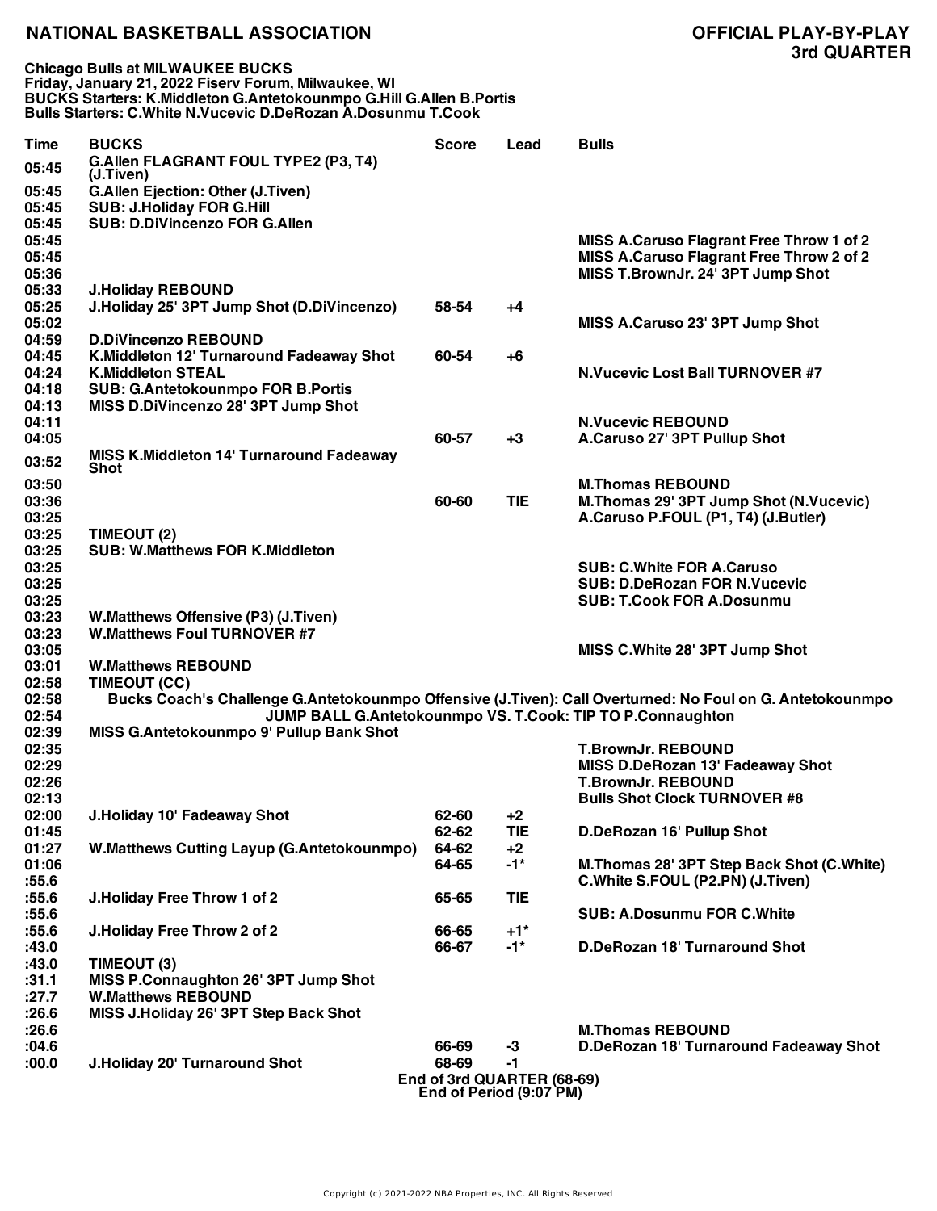**NATIONAL BASKETBALL ASSOCIATION** **OFFICIAL PLAY-BY-PLAY**
**3rd QUARTER**

**Chicago Bulls at MILWAUKEE BUCKS**
**Friday, January 21, 2022 Fiserv Forum, Milwaukee, WI**
**BUCKS Starters: K.Middleton G.Antetokounmpo G.Hill G.Allen B.Portis**
**Bulls Starters: C.White N.Vucevic D.DeRozan A.Dosunmu T.Cook**

| Time | BUCKS | Score | Lead | Bulls |
|---|---|---|---|---|
| 05:45 | G.Allen FLAGRANT FOUL TYPE2 (P3, T4) (J.Tiven) | | | |
| 05:45 | G.Allen Ejection: Other (J.Tiven) | | | |
| 05:45 | SUB: J.Holiday FOR G.Hill | | | |
| 05:45 | SUB: D.DiVincenzo FOR G.Allen | | | |
| 05:45 | | | | MISS A.Caruso Flagrant Free Throw 1 of 2 |
| 05:45 | | | | MISS A.Caruso Flagrant Free Throw 2 of 2 |
| 05:36 | | | | MISS T.BrownJr. 24' 3PT Jump Shot |
| 05:33 | J.Holiday REBOUND | | | |
| 05:25 | J.Holiday 25' 3PT Jump Shot (D.DiVincenzo) | 58-54 | +4 | |
| 05:02 | | | | MISS A.Caruso 23' 3PT Jump Shot |
| 04:59 | D.DiVincenzo REBOUND | | | |
| 04:45 | K.Middleton 12' Turnaround Fadeaway Shot | 60-54 | +6 | |
| 04:24 | K.Middleton STEAL | | | N.Vucevic Lost Ball TURNOVER #7 |
| 04:18 | SUB: G.Antetokounmpo FOR B.Portis | | | |
| 04:13 | MISS D.DiVincenzo 28' 3PT Jump Shot | | | |
| 04:11 | | | | N.Vucevic REBOUND |
| 04:05 | | 60-57 | +3 | A.Caruso 27' 3PT Pullup Shot |
| 03:52 | MISS K.Middleton 14' Turnaround Fadeaway Shot | | | |
| 03:50 | | | | M.Thomas REBOUND |
| 03:36 | | 60-60 | TIE | M.Thomas 29' 3PT Jump Shot (N.Vucevic) |
| 03:25 | | | | A.Caruso P.FOUL (P1, T4) (J.Butler) |
| 03:25 | TIMEOUT (2) | | | |
| 03:25 | SUB: W.Matthews FOR K.Middleton | | | |
| 03:25 | | | | SUB: C.White FOR A.Caruso |
| 03:25 | | | | SUB: D.DeRozan FOR N.Vucevic |
| 03:25 | | | | SUB: T.Cook FOR A.Dosunmu |
| 03:23 | W.Matthews Offensive (P3) (J.Tiven) | | | |
| 03:23 | W.Matthews Foul TURNOVER #7 | | | |
| 03:05 | | | | MISS C.White 28' 3PT Jump Shot |
| 03:01 | W.Matthews REBOUND | | | |
| 02:58 | TIMEOUT (CC) | | | |
| 02:58 | Bucks Coach's Challenge G.Antetokounmpo Offensive (J.Tiven): Call Overturned: No Foul on G. Antetokounmpo | | | |
| 02:54 | JUMP BALL G.Antetokounmpo VS. T.Cook: TIP TO P.Connaughton | | | |
| 02:39 | MISS G.Antetokounmpo 9' Pullup Bank Shot | | | |
| 02:35 | | | | T.BrownJr. REBOUND |
| 02:29 | | | | MISS D.DeRozan 13' Fadeaway Shot |
| 02:26 | | | | T.BrownJr. REBOUND |
| 02:13 | | | | Bulls Shot Clock TURNOVER #8 |
| 02:00 | J.Holiday 10' Fadeaway Shot | 62-60 | +2 | |
| 01:45 | | 62-62 | TIE | D.DeRozan 16' Pullup Shot |
| 01:27 | W.Matthews Cutting Layup (G.Antetokounmpo) | 64-62 | +2 | |
| 01:06 | | 64-65 | -1* | M.Thomas 28' 3PT Step Back Shot (C.White) |
| :55.6 | | | | C.White S.FOUL (P2.PN) (J.Tiven) |
| :55.6 | J.Holiday Free Throw 1 of 2 | 65-65 | TIE | |
| :55.6 | | | | SUB: A.Dosunmu FOR C.White |
| :55.6 | J.Holiday Free Throw 2 of 2 | 66-65 | +1* | |
| :43.0 | | 66-67 | -1* | D.DeRozan 18' Turnaround Shot |
| :43.0 | TIMEOUT (3) | | | |
| :31.1 | MISS P.Connaughton 26' 3PT Jump Shot | | | |
| :27.7 | W.Matthews REBOUND | | | |
| :26.6 | MISS J.Holiday 26' 3PT Step Back Shot | | | |
| :26.6 | | | | M.Thomas REBOUND |
| :04.6 | | 66-69 | -3 | D.DeRozan 18' Turnaround Fadeaway Shot |
| :00.0 | J.Holiday 20' Turnaround Shot | 68-69 | -1 | |

**End of 3rd QUARTER (68-69)**
**End of Period (9:07 PM)**

Copyright (c) 2021-2022 NBA Properties, INC. All Rights Reserved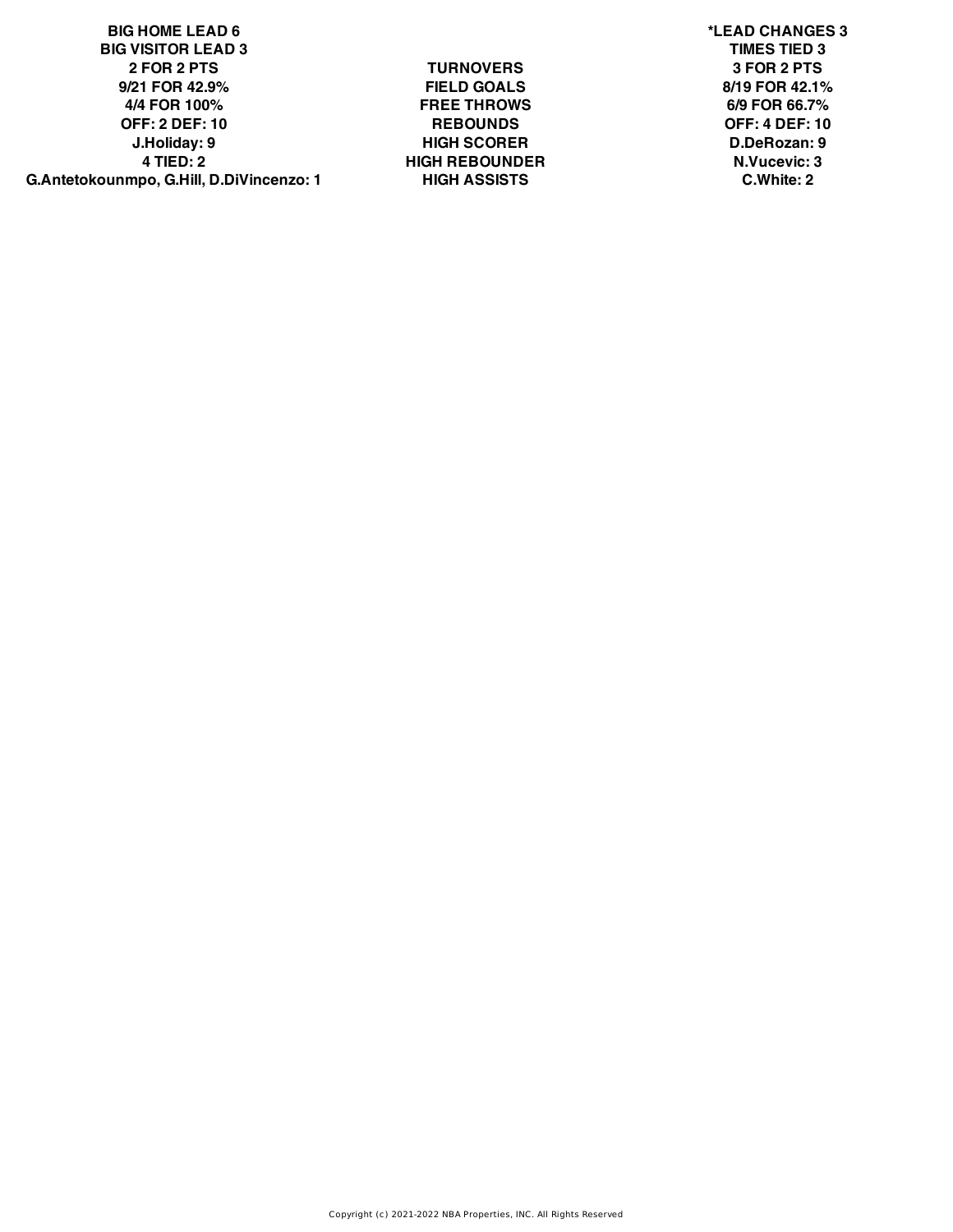| | | |
|---|---|---|
| BIG HOME LEAD 6 | | *LEAD CHANGES 3 |
| BIG VISITOR LEAD 3 | | TIMES TIED 3 |
| 2 FOR 2 PTS | TURNOVERS | 3 FOR 2 PTS |
| 9/21 FOR 42.9% | FIELD GOALS | 8/19 FOR 42.1% |
| 4/4 FOR 100% | FREE THROWS | 6/9 FOR 66.7% |
| OFF: 2 DEF: 10 | REBOUNDS | OFF: 4 DEF: 10 |
| J.Holiday: 9 | HIGH SCORER | D.DeRozan: 9 |
| 4 TIED: 2 | HIGH REBOUNDER | N.Vucevic: 3 |
| G.Antetokounmpo, G.Hill, D.DiVincenzo: 1 | HIGH ASSISTS | C.White: 2 |

Copyright (c) 2021-2022 NBA Properties, INC. All Rights Reserved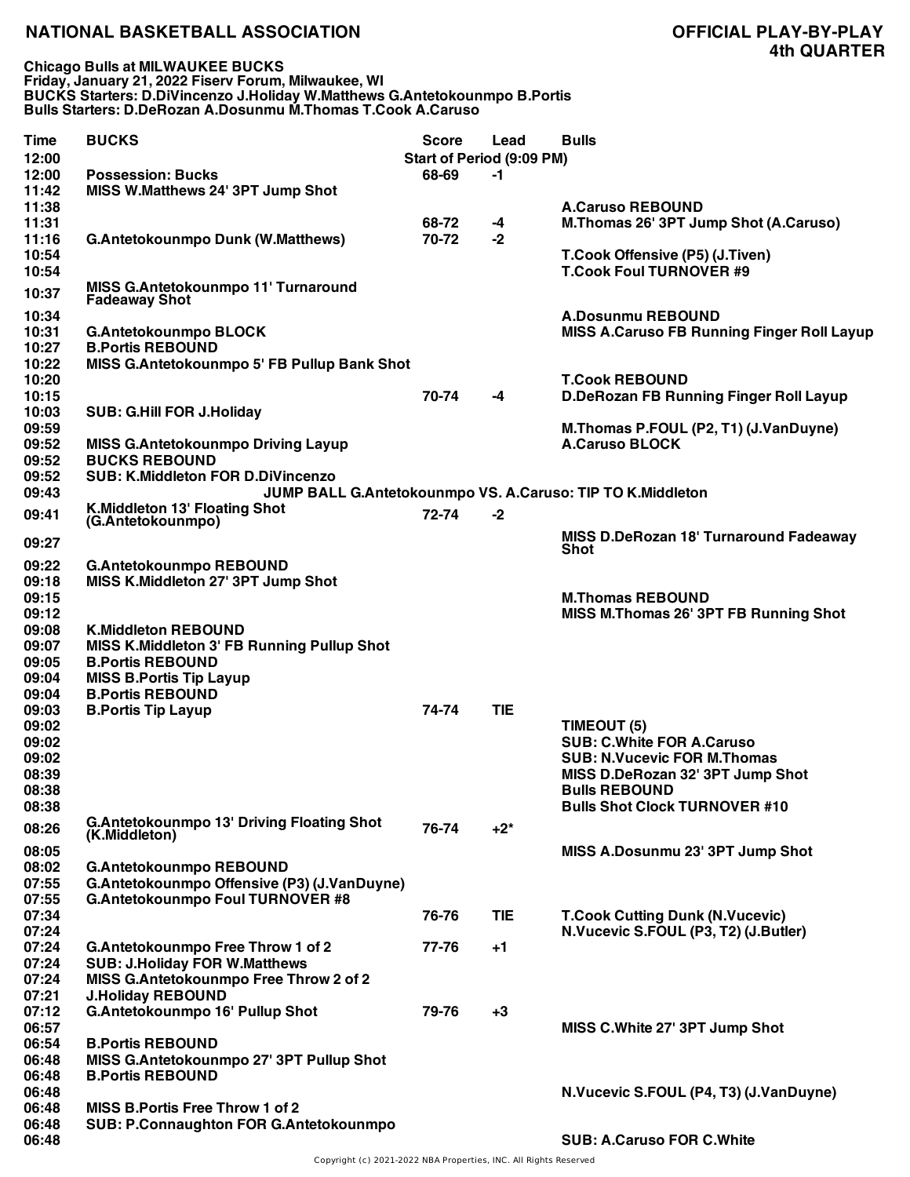# NATIONAL BASKETBALL ASSOCIATION

## OFFICIAL PLAY-BY-PLAY
## 4th QUARTER

**Chicago Bulls at MILWAUKEE BUCKS**
**Friday, January 21, 2022 Fiserv Forum, Milwaukee, WI**
**BUCKS Starters: D.DiVincenzo J.Holiday W.Matthews G.Antetokounmpo B.Portis**
**Bulls Starters: D.DeRozan A.Dosunmu M.Thomas T.Cook A.Caruso**

| Time | BUCKS | Score | Lead | Bulls |
|---|---|---|---|---|
| 12:00 | | Start of Period (9:09 PM) | | |
| 12:00 | Possession: Bucks | 68-69 | -1 | |
| 11:42 | MISS W.Matthews 24' 3PT Jump Shot | | | |
| 11:38 | | | | A.Caruso REBOUND |
| 11:31 | | 68-72 | -4 | M.Thomas 26' 3PT Jump Shot (A.Caruso) |
| 11:16 | G.Antetokounmpo Dunk (W.Matthews) | 70-72 | -2 | |
| 10:54 | | | | T.Cook Offensive (P5) (J.Tiven) |
| 10:54 | | | | T.Cook Foul TURNOVER #9 |
| 10:37 | MISS G.Antetokounmpo 11' Turnaround Fadeaway Shot | | | |
| 10:34 | | | | A.Dosunmu REBOUND |
| 10:31 | G.Antetokounmpo BLOCK | | | MISS A.Caruso FB Running Finger Roll Layup |
| 10:27 | B.Portis REBOUND | | | |
| 10:22 | MISS G.Antetokounmpo 5' FB Pullup Bank Shot | | | |
| 10:20 | | | | T.Cook REBOUND |
| 10:15 | | 70-74 | -4 | D.DeRozan FB Running Finger Roll Layup |
| 10:03 | SUB: G.Hill FOR J.Holiday | | | |
| 09:59 | | | | M.Thomas P.FOUL (P2, T1) (J.VanDuyne) |
| 09:52 | MISS G.Antetokounmpo Driving Layup | | | A.Caruso BLOCK |
| 09:52 | BUCKS REBOUND | | | |
| 09:52 | SUB: K.Middleton FOR D.DiVincenzo | | | |
| 09:43 | JUMP BALL G.Antetokounmpo VS. A.Caruso: TIP TO K.Middleton | | | |
| 09:41 | K.Middleton 13' Floating Shot (G.Antetokounmpo) | 72-74 | -2 | |
| 09:27 | | | | MISS D.DeRozan 18' Turnaround Fadeaway Shot |
| 09:22 | G.Antetokounmpo REBOUND | | | |
| 09:18 | MISS K.Middleton 27' 3PT Jump Shot | | | |
| 09:15 | | | | M.Thomas REBOUND |
| 09:12 | | | | MISS M.Thomas 26' 3PT FB Running Shot |
| 09:08 | K.Middleton REBOUND | | | |
| 09:07 | MISS K.Middleton 3' FB Running Pullup Shot | | | |
| 09:05 | B.Portis REBOUND | | | |
| 09:04 | MISS B.Portis Tip Layup | | | |
| 09:04 | B.Portis REBOUND | | | |
| 09:03 | B.Portis Tip Layup | 74-74 | TIE | |
| 09:02 | | | | TIMEOUT (5) |
| 09:02 | | | | SUB: C.White FOR A.Caruso |
| 09:02 | | | | SUB: N.Vucevic FOR M.Thomas |
| 08:39 | | | | MISS D.DeRozan 32' 3PT Jump Shot |
| 08:38 | | | | Bulls REBOUND |
| 08:38 | | | | Bulls Shot Clock TURNOVER #10 |
| 08:26 | G.Antetokounmpo 13' Driving Floating Shot (K.Middleton) | 76-74 | +2* | |
| 08:05 | | | | MISS A.Dosunmu 23' 3PT Jump Shot |
| 08:02 | G.Antetokounmpo REBOUND | | | |
| 07:55 | G.Antetokounmpo Offensive (P3) (J.VanDuyne) | | | |
| 07:55 | G.Antetokounmpo Foul TURNOVER #8 | | | |
| 07:34 | | 76-76 | TIE | T.Cook Cutting Dunk (N.Vucevic) |
| 07:24 | | | | N.Vucevic S.FOUL (P3, T2) (J.Butler) |
| 07:24 | G.Antetokounmpo Free Throw 1 of 2 | 77-76 | +1 | |
| 07:24 | SUB: J.Holiday FOR W.Matthews | | | |
| 07:24 | MISS G.Antetokounmpo Free Throw 2 of 2 | | | |
| 07:21 | J.Holiday REBOUND | | | |
| 07:12 | G.Antetokounmpo 16' Pullup Shot | 79-76 | +3 | |
| 06:57 | | | | MISS C.White 27' 3PT Jump Shot |
| 06:54 | B.Portis REBOUND | | | |
| 06:48 | MISS G.Antetokounmpo 27' 3PT Pullup Shot | | | |
| 06:48 | B.Portis REBOUND | | | |
| 06:48 | | | | N.Vucevic S.FOUL (P4, T3) (J.VanDuyne) |
| 06:48 | MISS B.Portis Free Throw 1 of 2 | | | |
| 06:48 | SUB: P.Connaughton FOR G.Antetokounmpo | | | |
| 06:48 | | | | SUB: A.Caruso FOR C.White |

Copyright (c) 2021-2022 NBA Properties, INC. All Rights Reserved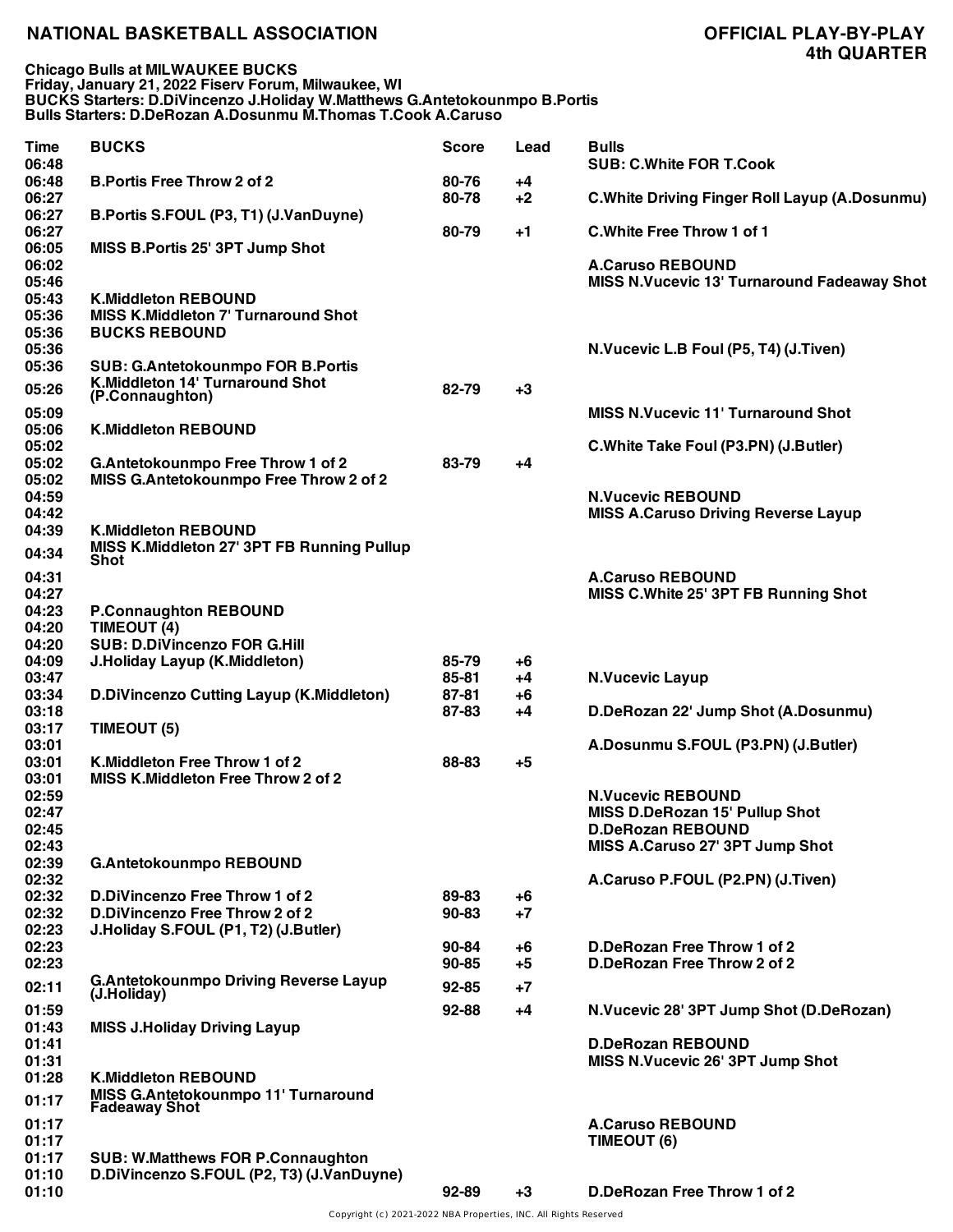# NATIONAL BASKETBALL ASSOCIATION

## OFFICIAL PLAY-BY-PLAY
## 4th QUARTER

**Chicago Bulls at MILWAUKEE BUCKS**
**Friday, January 21, 2022 Fiserv Forum, Milwaukee, WI**
**BUCKS Starters: D.DiVincenzo J.Holiday W.Matthews G.Antetokounmpo B.Portis**
**Bulls Starters: D.DeRozan A.Dosunmu M.Thomas T.Cook A.Caruso**

| Time | BUCKS | Score | Lead | Bulls |
|---|---|---|---|---|
| 06:48 | | | | SUB: C.White FOR T.Cook |
| 06:48 | B.Portis Free Throw 2 of 2 | 80-76 | +4 | |
| 06:27 | | 80-78 | +2 | C.White Driving Finger Roll Layup (A.Dosunmu) |
| 06:27 | B.Portis S.FOUL (P3, T1) (J.VanDuyne) | | | |
| 06:27 | | 80-79 | +1 | C.White Free Throw 1 of 1 |
| 06:05 | MISS B.Portis 25' 3PT Jump Shot | | | |
| 06:02 | | | | A.Caruso REBOUND |
| 05:46 | | | | MISS N.Vucevic 13' Turnaround Fadeaway Shot |
| 05:43 | K.Middleton REBOUND | | | |
| 05:36 | MISS K.Middleton 7' Turnaround Shot | | | |
| 05:36 | BUCKS REBOUND | | | |
| 05:36 | | | | N.Vucevic L.B Foul (P5, T4) (J.Tiven) |
| 05:36 | SUB: G.Antetokounmpo FOR B.Portis | | | |
| 05:26 | K.Middleton 14' Turnaround Shot (P.Connaughton) | 82-79 | +3 | |
| 05:09 | | | | MISS N.Vucevic 11' Turnaround Shot |
| 05:06 | K.Middleton REBOUND | | | |
| 05:02 | | | | C.White Take Foul (P3.PN) (J.Butler) |
| 05:02 | G.Antetokounmpo Free Throw 1 of 2 | 83-79 | +4 | |
| 05:02 | MISS G.Antetokounmpo Free Throw 2 of 2 | | | |
| 04:59 | | | | N.Vucevic REBOUND |
| 04:42 | | | | MISS A.Caruso Driving Reverse Layup |
| 04:39 | K.Middleton REBOUND | | | |
| 04:34 | MISS K.Middleton 27' 3PT FB Running Pullup Shot | | | |
| 04:31 | | | | A.Caruso REBOUND |
| 04:27 | | | | MISS C.White 25' 3PT FB Running Shot |
| 04:23 | P.Connaughton REBOUND | | | |
| 04:20 | TIMEOUT (4) | | | |
| 04:20 | SUB: D.DiVincenzo FOR G.Hill | | | |
| 04:09 | J.Holiday Layup (K.Middleton) | 85-79 | +6 | |
| 03:47 | | 85-81 | +4 | N.Vucevic Layup |
| 03:34 | D.DiVincenzo Cutting Layup (K.Middleton) | 87-81 | +6 | |
| 03:18 | | 87-83 | +4 | D.DeRozan 22' Jump Shot (A.Dosunmu) |
| 03:17 | TIMEOUT (5) | | | |
| 03:01 | | | | A.Dosunmu S.FOUL (P3.PN) (J.Butler) |
| 03:01 | K.Middleton Free Throw 1 of 2 | 88-83 | +5 | |
| 03:01 | MISS K.Middleton Free Throw 2 of 2 | | | |
| 02:59 | | | | N.Vucevic REBOUND |
| 02:47 | | | | MISS D.DeRozan 15' Pullup Shot |
| 02:45 | | | | D.DeRozan REBOUND |
| 02:43 | | | | MISS A.Caruso 27' 3PT Jump Shot |
| 02:39 | G.Antetokounmpo REBOUND | | | |
| 02:32 | | | | A.Caruso P.FOUL (P2.PN) (J.Tiven) |
| 02:32 | D.DiVincenzo Free Throw 1 of 2 | 89-83 | +6 | |
| 02:32 | D.DiVincenzo Free Throw 2 of 2 | 90-83 | +7 | |
| 02:23 | J.Holiday S.FOUL (P1, T2) (J.Butler) | | | |
| 02:23 | | 90-84 | +6 | D.DeRozan Free Throw 1 of 2 |
| 02:23 | | 90-85 | +5 | D.DeRozan Free Throw 2 of 2 |
| 02:11 | G.Antetokounmpo Driving Reverse Layup (J.Holiday) | 92-85 | +7 | |
| 01:59 | | 92-88 | +4 | N.Vucevic 28' 3PT Jump Shot (D.DeRozan) |
| 01:43 | MISS J.Holiday Driving Layup | | | |
| 01:41 | | | | D.DeRozan REBOUND |
| 01:31 | | | | MISS N.Vucevic 26' 3PT Jump Shot |
| 01:28 | K.Middleton REBOUND | | | |
| 01:17 | MISS G.Antetokounmpo 11' Turnaround Fadeaway Shot | | | |
| 01:17 | | | | A.Caruso REBOUND |
| 01:17 | | | | TIMEOUT (6) |
| 01:17 | SUB: W.Matthews FOR P.Connaughton | | | |
| 01:10 | D.DiVincenzo S.FOUL (P2, T3) (J.VanDuyne) | | | |
| 01:10 | | 92-89 | +3 | D.DeRozan Free Throw 1 of 2 |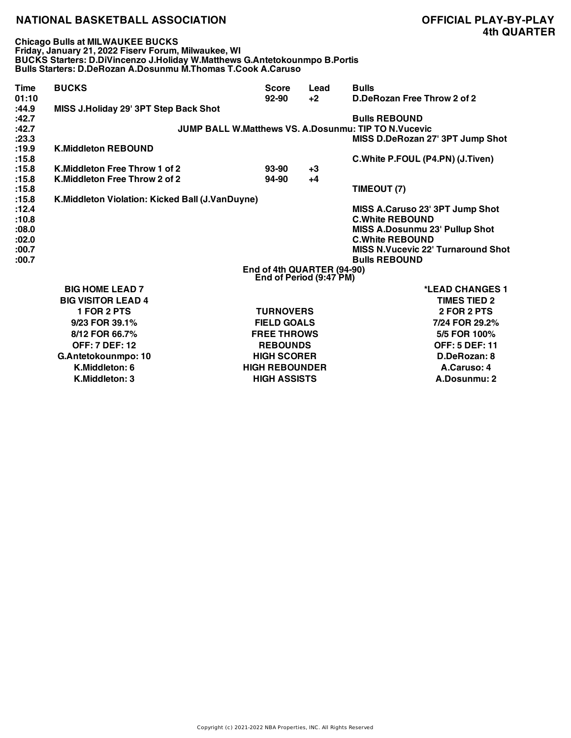# NATIONAL BASKETBALL ASSOCIATION

## OFFICIAL PLAY-BY-PLAY
## 4th QUARTER

**Chicago Bulls at MILWAUKEE BUCKS**
**Friday, January 21, 2022 Fiserv Forum, Milwaukee, WI**
**BUCKS Starters: D.DiVincenzo J.Holiday W.Matthews G.Antetokounmpo B.Portis**
**Bulls Starters: D.DeRozan A.Dosunmu M.Thomas T.Cook A.Caruso**

| Time | BUCKS | Score | Lead | Bulls |
|---|---|---|---|---|
| 01:10 | | 92-90 | +2 | D.DeRozan Free Throw 2 of 2 |
| :44.9 | MISS J.Holiday 29' 3PT Step Back Shot | | | |
| :42.7 | | | | Bulls REBOUND |
| :42.7 | JUMP BALL W.Matthews VS. A.Dosunmu: TIP TO N.Vucevic | | | |
| :23.3 | | | | MISS D.DeRozan 27' 3PT Jump Shot |
| :19.9 | K.Middleton REBOUND | | | |
| :15.8 | | | | C.White P.FOUL (P4.PN) (J.Tiven) |
| :15.8 | K.Middleton Free Throw 1 of 2 | 93-90 | +3 | |
| :15.8 | K.Middleton Free Throw 2 of 2 | 94-90 | +4 | |
| :15.8 | | | | TIMEOUT (7) |
| :15.8 | K.Middleton Violation: Kicked Ball (J.VanDuyne) | | | |
| :12.4 | | | | MISS A.Caruso 23' 3PT Jump Shot |
| :10.8 | | | | C.White REBOUND |
| :08.0 | | | | MISS A.Dosunmu 23' Pullup Shot |
| :02.0 | | | | C.White REBOUND |
| :00.7 | | | | MISS N.Vucevic 22' Turnaround Shot |
| :00.7 | | | | Bulls REBOUND |

**End of 4th QUARTER (94-90)**
**End of Period (9:47 PM)**

| BUCKS | | Bulls |
|---|---|---|
| BIG HOME LEAD 7 | | *LEAD CHANGES 1 |
| BIG VISITOR LEAD 4 | | TIMES TIED 2 |
| 1 FOR 2 PTS | TURNOVERS | 2 FOR 2 PTS |
| 9/23 FOR 39.1% | FIELD GOALS | 7/24 FOR 29.2% |
| 8/12 FOR 66.7% | FREE THROWS | 5/5 FOR 100% |
| OFF: 7 DEF: 12 | REBOUNDS | OFF: 5 DEF: 11 |
| G.Antetokounmpo: 10 | HIGH SCORER | D.DeRozan: 8 |
| K.Middleton: 6 | HIGH REBOUNDER | A.Caruso: 4 |
| K.Middleton: 3 | HIGH ASSISTS | A.Dosunmu: 2 |

Copyright (c) 2021-2022 NBA Properties, INC. All Rights Reserved